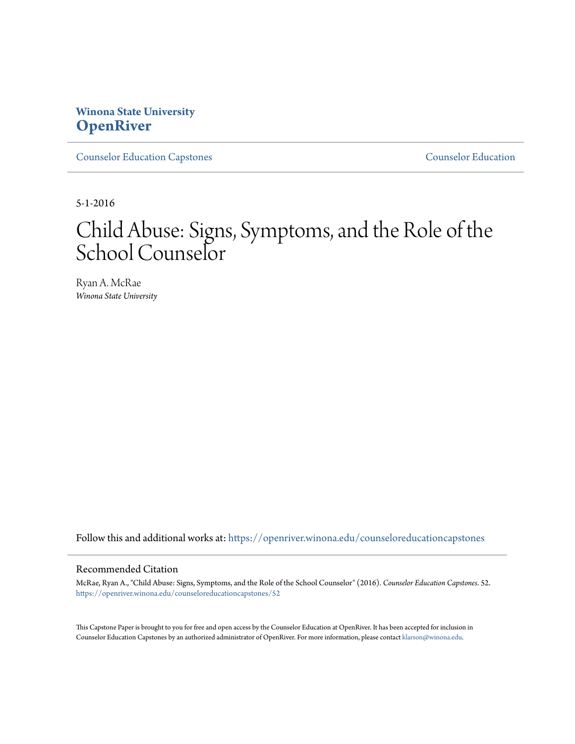Winona State University
**OpenRiver**

Counselor Education Capstones | Counselor Education

5-1-2016

# Child Abuse: Signs, Symptoms, and the Role of the School Counselor

Ryan A. McRae
*Winona State University*

Follow this and additional works at: https://openriver.winona.edu/counseloreducationcapstones

## Recommended Citation

McRae, Ryan A., "Child Abuse: Signs, Symptoms, and the Role of the School Counselor" (2016). *Counselor Education Capstones*. 52.
https://openriver.winona.edu/counseloreducationcapstones/52

This Capstone Paper is brought to you for free and open access by the Counselor Education at OpenRiver. It has been accepted for inclusion in Counselor Education Capstones by an authorized administrator of OpenRiver. For more information, please contact klarson@winona.edu.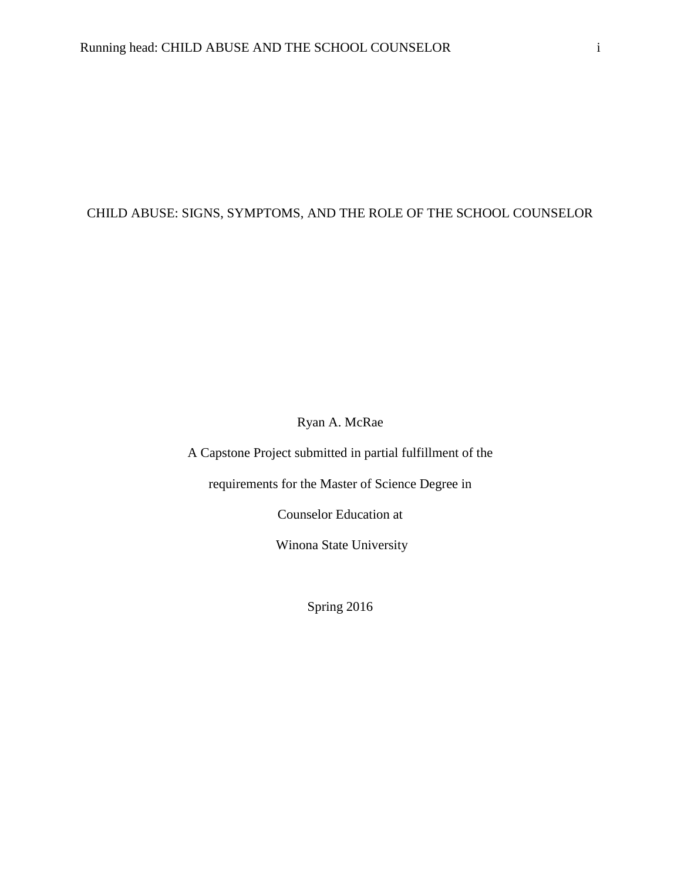# CHILD ABUSE: SIGNS, SYMPTOMS, AND THE ROLE OF THE SCHOOL COUNSELOR

Ryan A. McRae

A Capstone Project submitted in partial fulfillment of the

requirements for the Master of Science Degree in

Counselor Education at

Winona State University

Spring 2016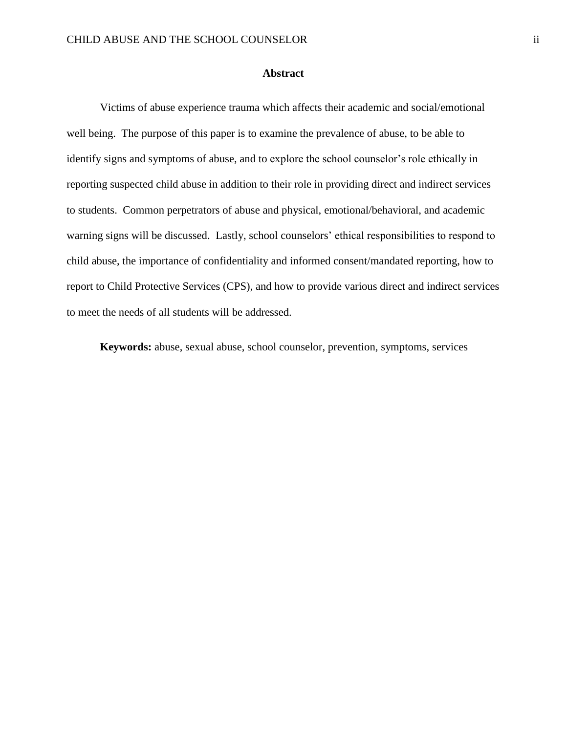## Abstract

Victims of abuse experience trauma which affects their academic and social/emotional well being. The purpose of this paper is to examine the prevalence of abuse, to be able to identify signs and symptoms of abuse, and to explore the school counselor's role ethically in reporting suspected child abuse in addition to their role in providing direct and indirect services to students. Common perpetrators of abuse and physical, emotional/behavioral, and academic warning signs will be discussed. Lastly, school counselors' ethical responsibilities to respond to child abuse, the importance of confidentiality and informed consent/mandated reporting, how to report to Child Protective Services (CPS), and how to provide various direct and indirect services to meet the needs of all students will be addressed.

**Keywords:** abuse, sexual abuse, school counselor, prevention, symptoms, services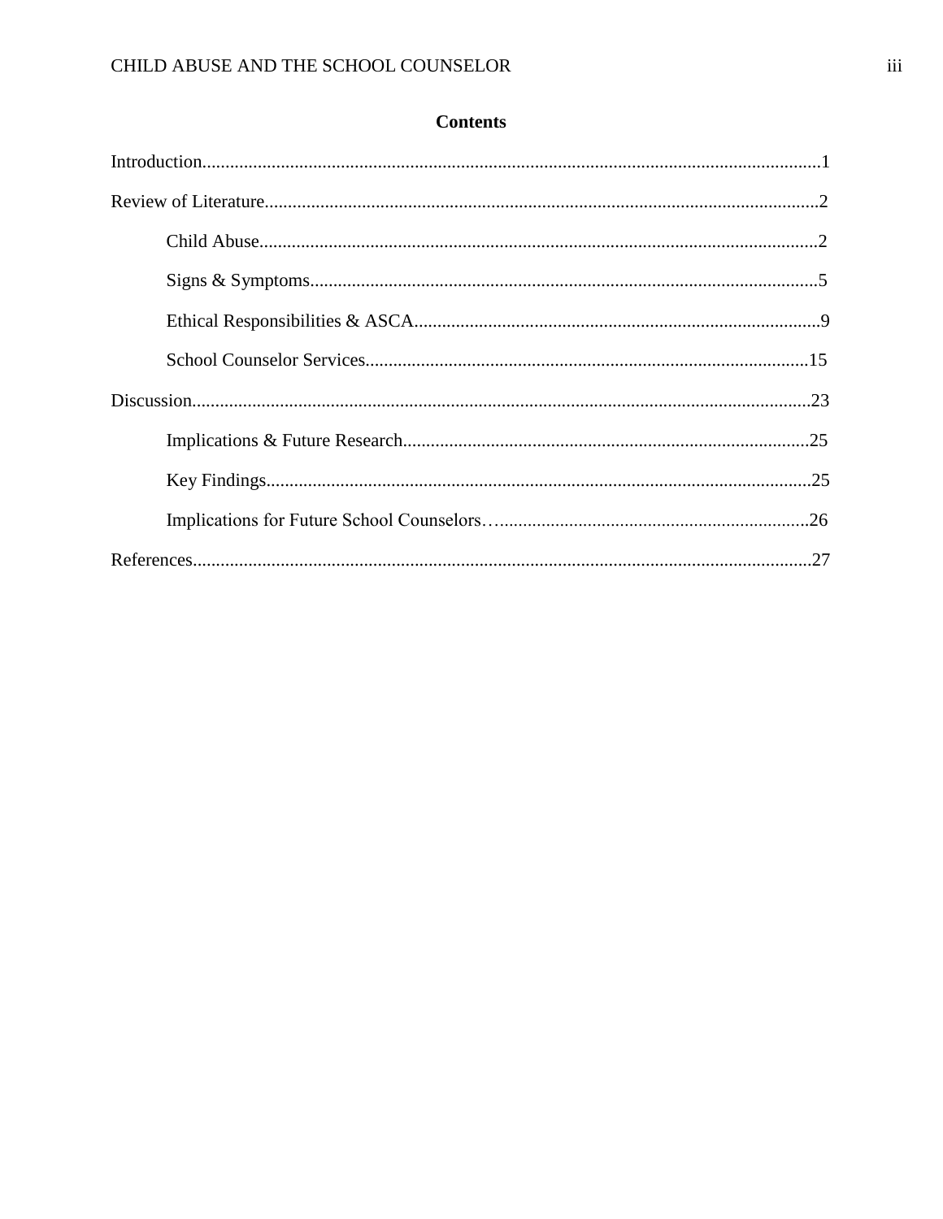## Contents

Introduction....................................................................................................................1

Review of Literature......................................................................................................2

- Child Abuse.......................................................................................................2
- Signs & Symptoms............................................................................................5
- Ethical Responsibilities & ASCA......................................................................9
- School Counselor Services...............................................................................15

Discussion....................................................................................................................23

- Implications & Future Research......................................................................25
- Key Findings....................................................................................................25
- Implications for Future School Counselors…...................................................................26

References....................................................................................................................27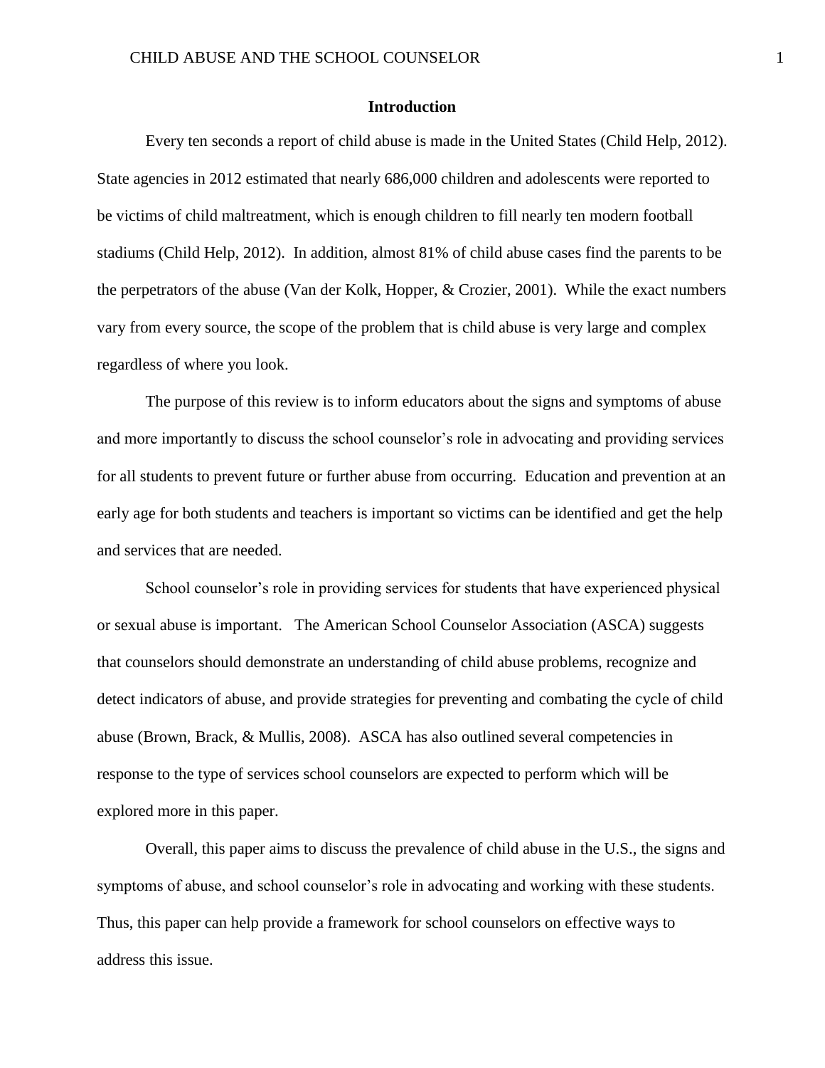## Introduction

Every ten seconds a report of child abuse is made in the United States (Child Help, 2012). State agencies in 2012 estimated that nearly 686,000 children and adolescents were reported to be victims of child maltreatment, which is enough children to fill nearly ten modern football stadiums (Child Help, 2012). In addition, almost 81% of child abuse cases find the parents to be the perpetrators of the abuse (Van der Kolk, Hopper, & Crozier, 2001). While the exact numbers vary from every source, the scope of the problem that is child abuse is very large and complex regardless of where you look.

The purpose of this review is to inform educators about the signs and symptoms of abuse and more importantly to discuss the school counselor's role in advocating and providing services for all students to prevent future or further abuse from occurring. Education and prevention at an early age for both students and teachers is important so victims can be identified and get the help and services that are needed.

School counselor's role in providing services for students that have experienced physical or sexual abuse is important. The American School Counselor Association (ASCA) suggests that counselors should demonstrate an understanding of child abuse problems, recognize and detect indicators of abuse, and provide strategies for preventing and combating the cycle of child abuse (Brown, Brack, & Mullis, 2008). ASCA has also outlined several competencies in response to the type of services school counselors are expected to perform which will be explored more in this paper.

Overall, this paper aims to discuss the prevalence of child abuse in the U.S., the signs and symptoms of abuse, and school counselor's role in advocating and working with these students. Thus, this paper can help provide a framework for school counselors on effective ways to address this issue.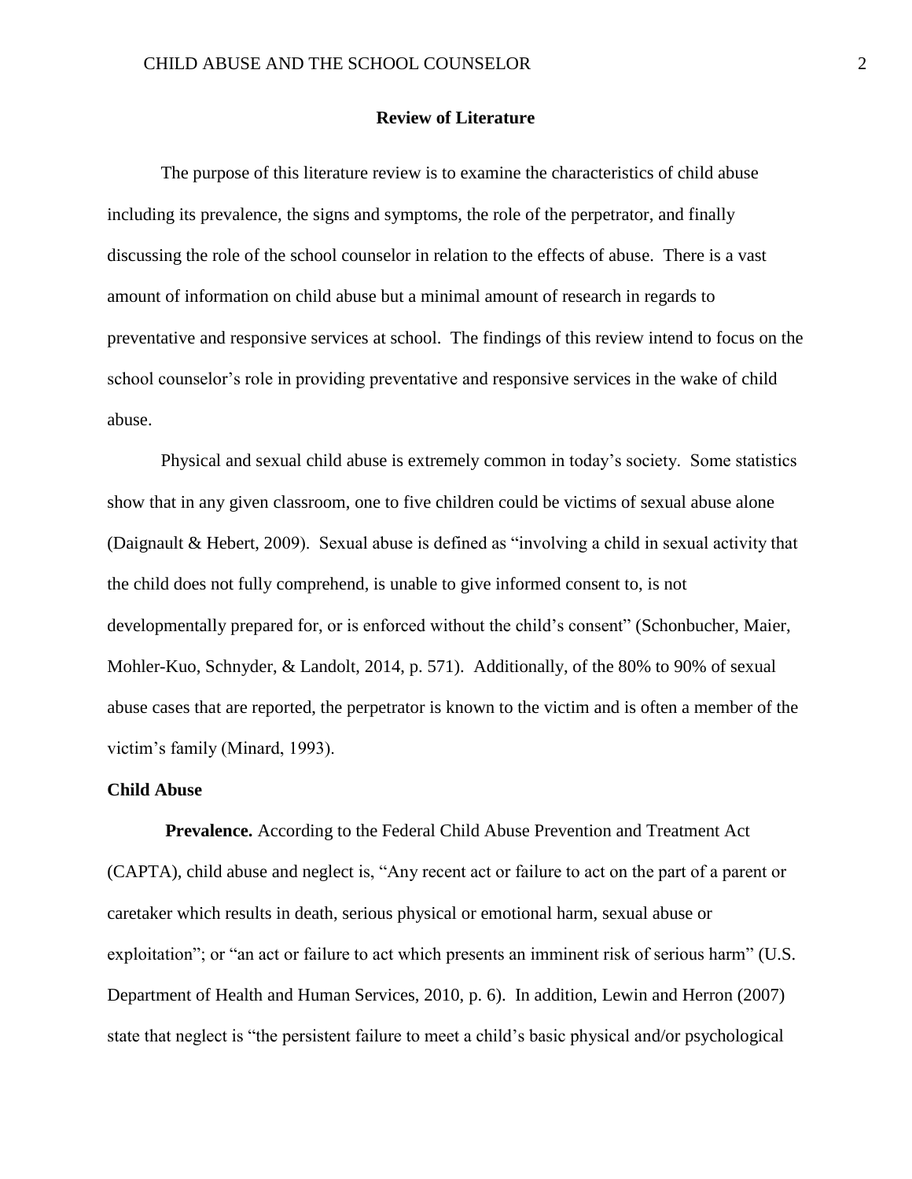## Review of Literature

The purpose of this literature review is to examine the characteristics of child abuse including its prevalence, the signs and symptoms, the role of the perpetrator, and finally discussing the role of the school counselor in relation to the effects of abuse. There is a vast amount of information on child abuse but a minimal amount of research in regards to preventative and responsive services at school. The findings of this review intend to focus on the school counselor's role in providing preventative and responsive services in the wake of child abuse.

Physical and sexual child abuse is extremely common in today's society. Some statistics show that in any given classroom, one to five children could be victims of sexual abuse alone (Daignault & Hebert, 2009). Sexual abuse is defined as "involving a child in sexual activity that the child does not fully comprehend, is unable to give informed consent to, is not developmentally prepared for, or is enforced without the child's consent" (Schonbucher, Maier, Mohler-Kuo, Schnyder, & Landolt, 2014, p. 571). Additionally, of the 80% to 90% of sexual abuse cases that are reported, the perpetrator is known to the victim and is often a member of the victim's family (Minard, 1993).

### Child Abuse

**Prevalence.** According to the Federal Child Abuse Prevention and Treatment Act (CAPTA), child abuse and neglect is, "Any recent act or failure to act on the part of a parent or caretaker which results in death, serious physical or emotional harm, sexual abuse or exploitation"; or "an act or failure to act which presents an imminent risk of serious harm" (U.S. Department of Health and Human Services, 2010, p. 6). In addition, Lewin and Herron (2007) state that neglect is "the persistent failure to meet a child's basic physical and/or psychological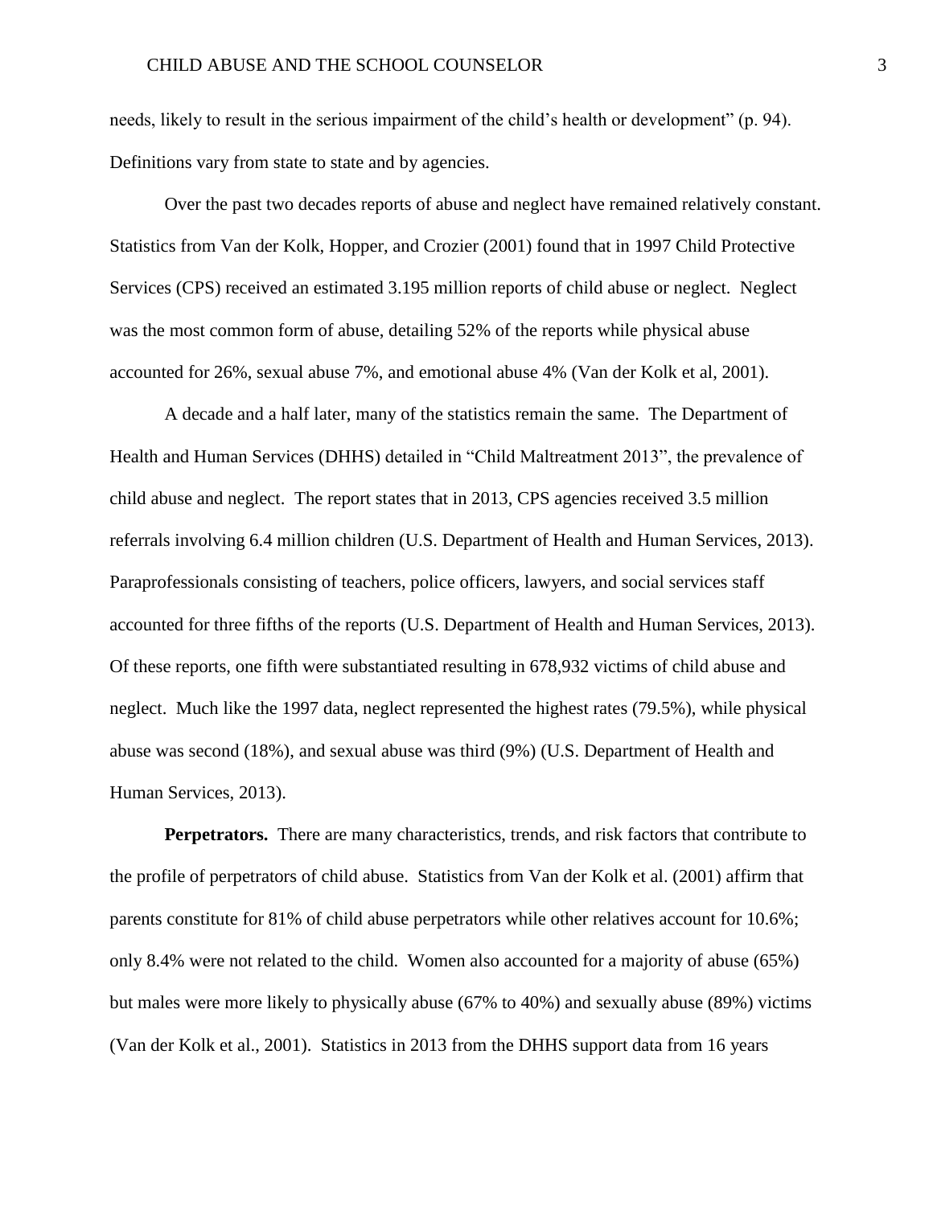needs, likely to result in the serious impairment of the child's health or development" (p. 94). Definitions vary from state to state and by agencies.

Over the past two decades reports of abuse and neglect have remained relatively constant. Statistics from Van der Kolk, Hopper, and Crozier (2001) found that in 1997 Child Protective Services (CPS) received an estimated 3.195 million reports of child abuse or neglect. Neglect was the most common form of abuse, detailing 52% of the reports while physical abuse accounted for 26%, sexual abuse 7%, and emotional abuse 4% (Van der Kolk et al, 2001).

A decade and a half later, many of the statistics remain the same. The Department of Health and Human Services (DHHS) detailed in "Child Maltreatment 2013", the prevalence of child abuse and neglect. The report states that in 2013, CPS agencies received 3.5 million referrals involving 6.4 million children (U.S. Department of Health and Human Services, 2013). Paraprofessionals consisting of teachers, police officers, lawyers, and social services staff accounted for three fifths of the reports (U.S. Department of Health and Human Services, 2013). Of these reports, one fifth were substantiated resulting in 678,932 victims of child abuse and neglect. Much like the 1997 data, neglect represented the highest rates (79.5%), while physical abuse was second (18%), and sexual abuse was third (9%) (U.S. Department of Health and Human Services, 2013).

**Perpetrators.** There are many characteristics, trends, and risk factors that contribute to the profile of perpetrators of child abuse. Statistics from Van der Kolk et al. (2001) affirm that parents constitute for 81% of child abuse perpetrators while other relatives account for 10.6%; only 8.4% were not related to the child. Women also accounted for a majority of abuse (65%) but males were more likely to physically abuse (67% to 40%) and sexually abuse (89%) victims (Van der Kolk et al., 2001). Statistics in 2013 from the DHHS support data from 16 years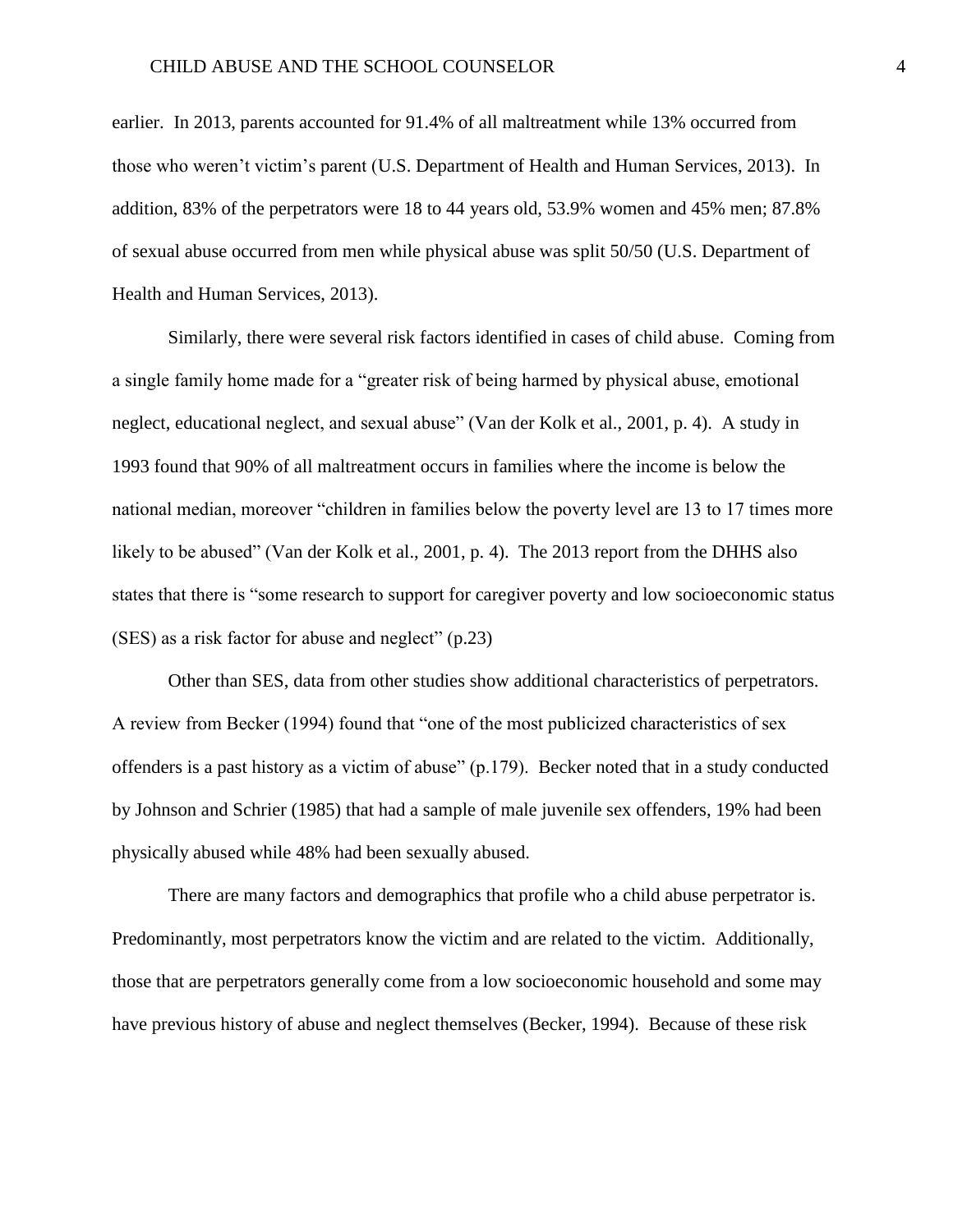earlier. In 2013, parents accounted for 91.4% of all maltreatment while 13% occurred from those who weren't victim's parent (U.S. Department of Health and Human Services, 2013). In addition, 83% of the perpetrators were 18 to 44 years old, 53.9% women and 45% men; 87.8% of sexual abuse occurred from men while physical abuse was split 50/50 (U.S. Department of Health and Human Services, 2013).

Similarly, there were several risk factors identified in cases of child abuse. Coming from a single family home made for a "greater risk of being harmed by physical abuse, emotional neglect, educational neglect, and sexual abuse" (Van der Kolk et al., 2001, p. 4). A study in 1993 found that 90% of all maltreatment occurs in families where the income is below the national median, moreover "children in families below the poverty level are 13 to 17 times more likely to be abused" (Van der Kolk et al., 2001, p. 4). The 2013 report from the DHHS also states that there is "some research to support for caregiver poverty and low socioeconomic status (SES) as a risk factor for abuse and neglect" (p.23)

Other than SES, data from other studies show additional characteristics of perpetrators. A review from Becker (1994) found that "one of the most publicized characteristics of sex offenders is a past history as a victim of abuse" (p.179). Becker noted that in a study conducted by Johnson and Schrier (1985) that had a sample of male juvenile sex offenders, 19% had been physically abused while 48% had been sexually abused.

There are many factors and demographics that profile who a child abuse perpetrator is. Predominantly, most perpetrators know the victim and are related to the victim. Additionally, those that are perpetrators generally come from a low socioeconomic household and some may have previous history of abuse and neglect themselves (Becker, 1994). Because of these risk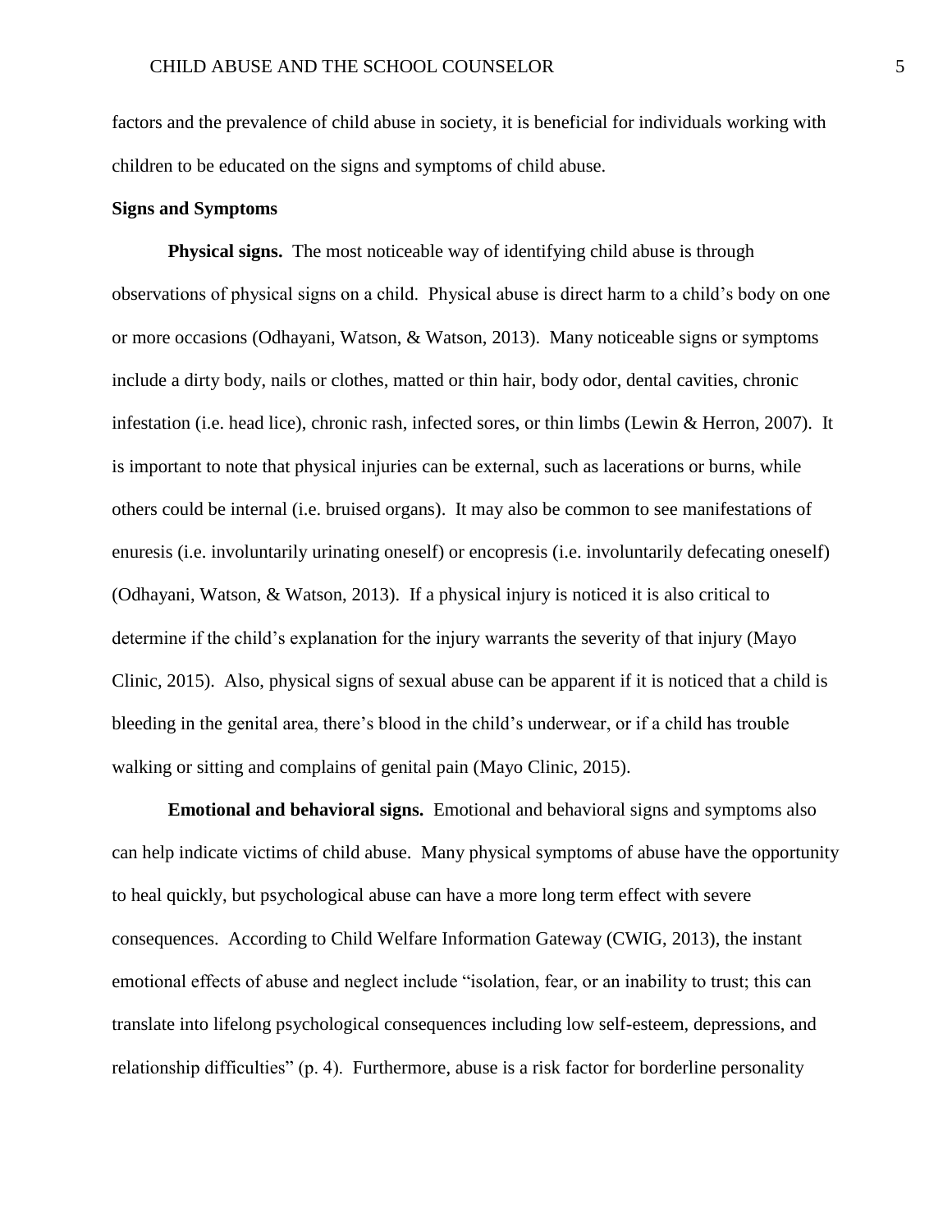factors and the prevalence of child abuse in society, it is beneficial for individuals working with children to be educated on the signs and symptoms of child abuse.

## Signs and Symptoms

**Physical signs.** The most noticeable way of identifying child abuse is through observations of physical signs on a child. Physical abuse is direct harm to a child's body on one or more occasions (Odhayani, Watson, & Watson, 2013). Many noticeable signs or symptoms include a dirty body, nails or clothes, matted or thin hair, body odor, dental cavities, chronic infestation (i.e. head lice), chronic rash, infected sores, or thin limbs (Lewin & Herron, 2007). It is important to note that physical injuries can be external, such as lacerations or burns, while others could be internal (i.e. bruised organs). It may also be common to see manifestations of enuresis (i.e. involuntarily urinating oneself) or encopresis (i.e. involuntarily defecating oneself) (Odhayani, Watson, & Watson, 2013). If a physical injury is noticed it is also critical to determine if the child's explanation for the injury warrants the severity of that injury (Mayo Clinic, 2015). Also, physical signs of sexual abuse can be apparent if it is noticed that a child is bleeding in the genital area, there's blood in the child's underwear, or if a child has trouble walking or sitting and complains of genital pain (Mayo Clinic, 2015).

**Emotional and behavioral signs.** Emotional and behavioral signs and symptoms also can help indicate victims of child abuse. Many physical symptoms of abuse have the opportunity to heal quickly, but psychological abuse can have a more long term effect with severe consequences. According to Child Welfare Information Gateway (CWIG, 2013), the instant emotional effects of abuse and neglect include "isolation, fear, or an inability to trust; this can translate into lifelong psychological consequences including low self-esteem, depressions, and relationship difficulties" (p. 4). Furthermore, abuse is a risk factor for borderline personality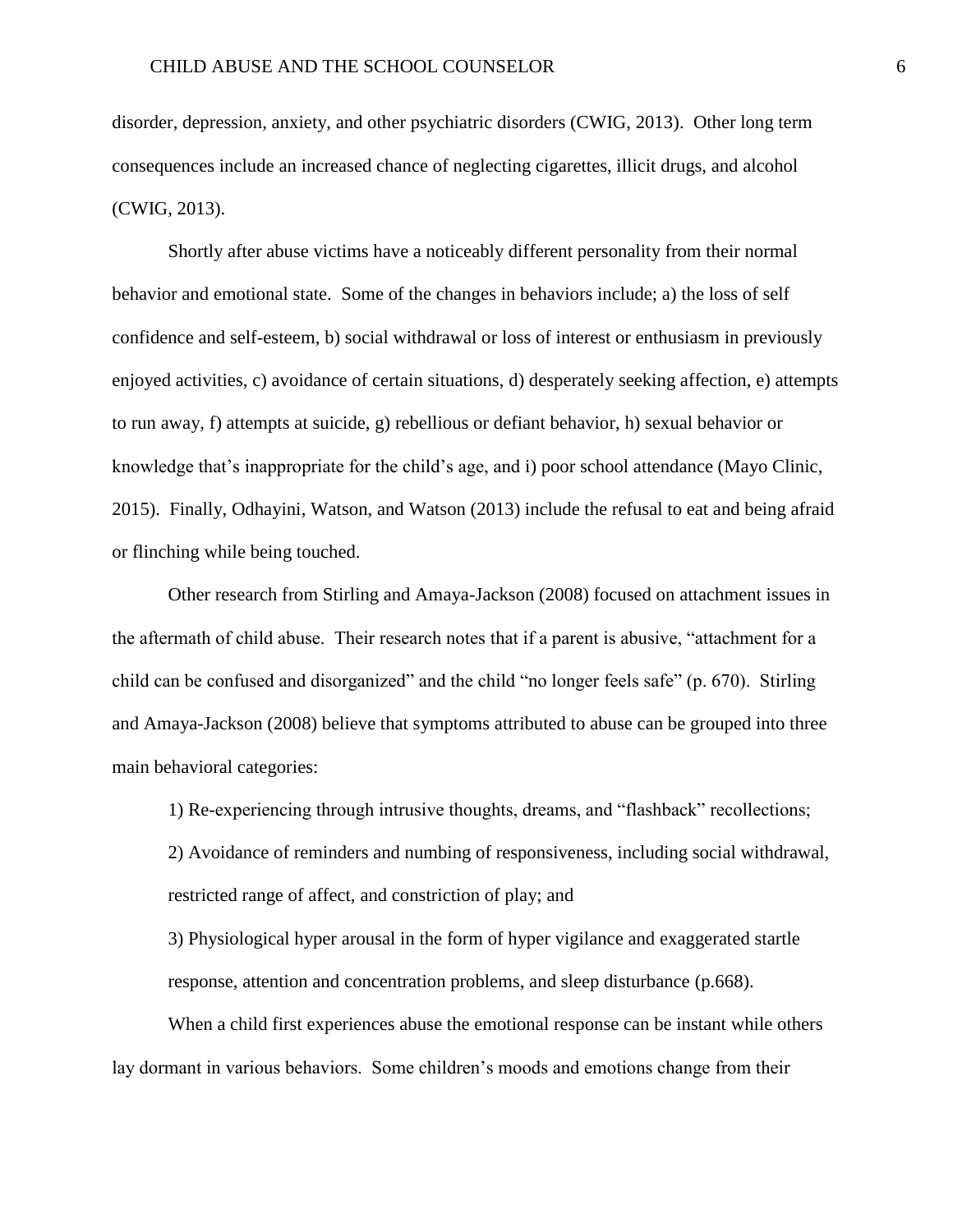disorder, depression, anxiety, and other psychiatric disorders (CWIG, 2013). Other long term consequences include an increased chance of neglecting cigarettes, illicit drugs, and alcohol (CWIG, 2013).

Shortly after abuse victims have a noticeably different personality from their normal behavior and emotional state. Some of the changes in behaviors include; a) the loss of self confidence and self-esteem, b) social withdrawal or loss of interest or enthusiasm in previously enjoyed activities, c) avoidance of certain situations, d) desperately seeking affection, e) attempts to run away, f) attempts at suicide, g) rebellious or defiant behavior, h) sexual behavior or knowledge that's inappropriate for the child's age, and i) poor school attendance (Mayo Clinic, 2015). Finally, Odhayini, Watson, and Watson (2013) include the refusal to eat and being afraid or flinching while being touched.

Other research from Stirling and Amaya-Jackson (2008) focused on attachment issues in the aftermath of child abuse. Their research notes that if a parent is abusive, "attachment for a child can be confused and disorganized" and the child "no longer feels safe" (p. 670). Stirling and Amaya-Jackson (2008) believe that symptoms attributed to abuse can be grouped into three main behavioral categories:

> 1) Re-experiencing through intrusive thoughts, dreams, and "flashback" recollections;
> 2) Avoidance of reminders and numbing of responsiveness, including social withdrawal, restricted range of affect, and constriction of play; and
> 3) Physiological hyper arousal in the form of hyper vigilance and exaggerated startle response, attention and concentration problems, and sleep disturbance (p.668).

When a child first experiences abuse the emotional response can be instant while others lay dormant in various behaviors. Some children's moods and emotions change from their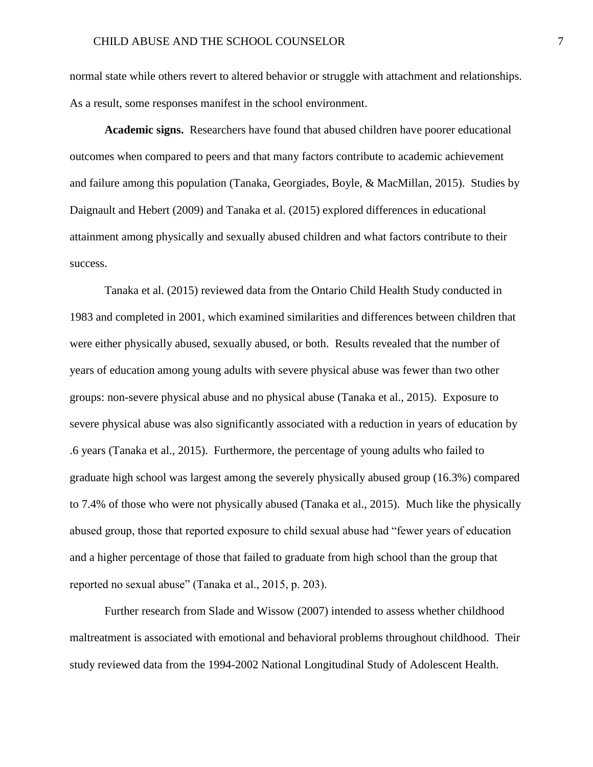normal state while others revert to altered behavior or struggle with attachment and relationships. As a result, some responses manifest in the school environment.

**Academic signs.** Researchers have found that abused children have poorer educational outcomes when compared to peers and that many factors contribute to academic achievement and failure among this population (Tanaka, Georgiades, Boyle, & MacMillan, 2015). Studies by Daignault and Hebert (2009) and Tanaka et al. (2015) explored differences in educational attainment among physically and sexually abused children and what factors contribute to their success.

Tanaka et al. (2015) reviewed data from the Ontario Child Health Study conducted in 1983 and completed in 2001, which examined similarities and differences between children that were either physically abused, sexually abused, or both. Results revealed that the number of years of education among young adults with severe physical abuse was fewer than two other groups: non-severe physical abuse and no physical abuse (Tanaka et al., 2015). Exposure to severe physical abuse was also significantly associated with a reduction in years of education by .6 years (Tanaka et al., 2015). Furthermore, the percentage of young adults who failed to graduate high school was largest among the severely physically abused group (16.3%) compared to 7.4% of those who were not physically abused (Tanaka et al., 2015). Much like the physically abused group, those that reported exposure to child sexual abuse had "fewer years of education and a higher percentage of those that failed to graduate from high school than the group that reported no sexual abuse" (Tanaka et al., 2015, p. 203).

Further research from Slade and Wissow (2007) intended to assess whether childhood maltreatment is associated with emotional and behavioral problems throughout childhood. Their study reviewed data from the 1994-2002 National Longitudinal Study of Adolescent Health.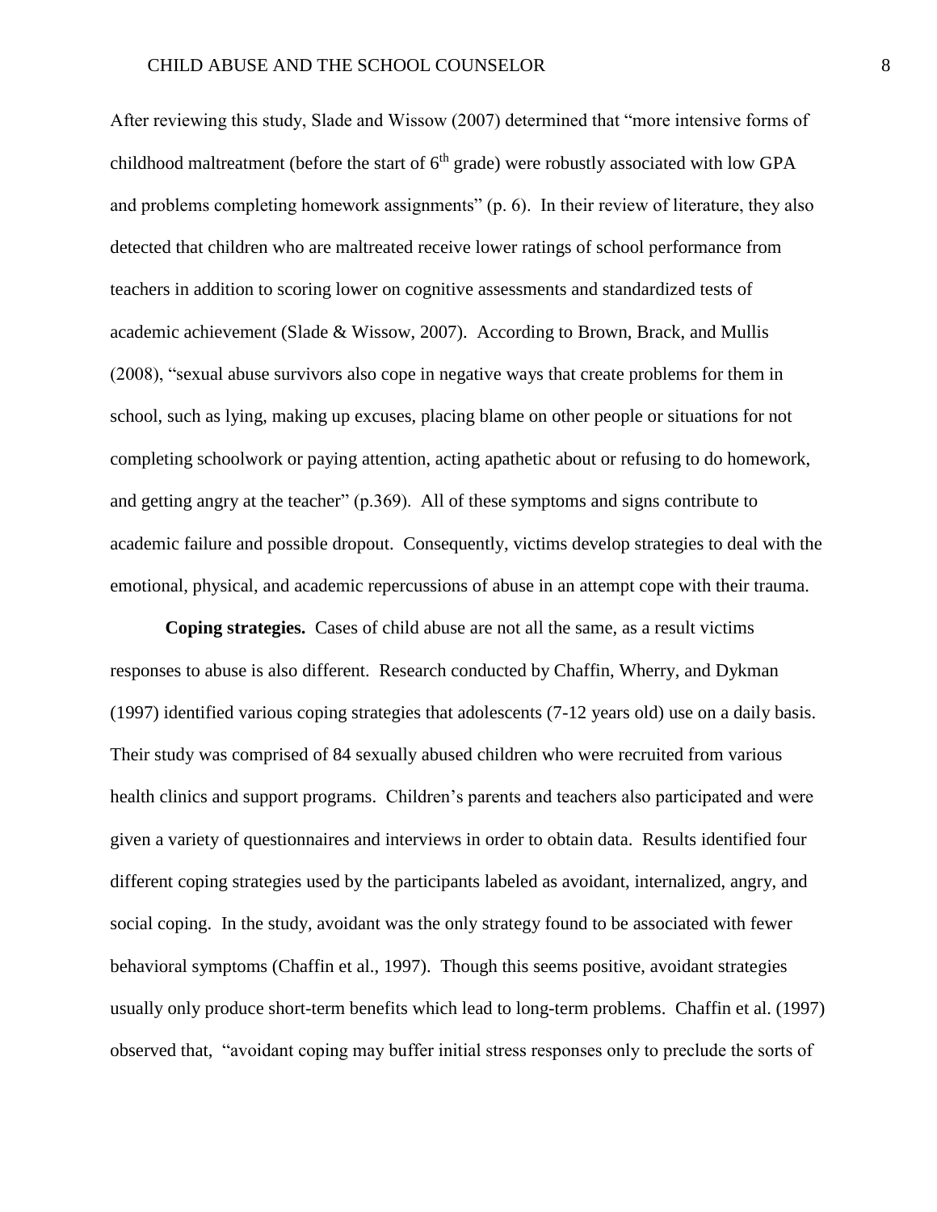After reviewing this study, Slade and Wissow (2007) determined that "more intensive forms of childhood maltreatment (before the start of 6th grade) were robustly associated with low GPA and problems completing homework assignments" (p. 6). In their review of literature, they also detected that children who are maltreated receive lower ratings of school performance from teachers in addition to scoring lower on cognitive assessments and standardized tests of academic achievement (Slade & Wissow, 2007). According to Brown, Brack, and Mullis (2008), "sexual abuse survivors also cope in negative ways that create problems for them in school, such as lying, making up excuses, placing blame on other people or situations for not completing schoolwork or paying attention, acting apathetic about or refusing to do homework, and getting angry at the teacher" (p.369). All of these symptoms and signs contribute to academic failure and possible dropout. Consequently, victims develop strategies to deal with the emotional, physical, and academic repercussions of abuse in an attempt cope with their trauma.

**Coping strategies.** Cases of child abuse are not all the same, as a result victims responses to abuse is also different. Research conducted by Chaffin, Wherry, and Dykman (1997) identified various coping strategies that adolescents (7-12 years old) use on a daily basis. Their study was comprised of 84 sexually abused children who were recruited from various health clinics and support programs. Children's parents and teachers also participated and were given a variety of questionnaires and interviews in order to obtain data. Results identified four different coping strategies used by the participants labeled as avoidant, internalized, angry, and social coping. In the study, avoidant was the only strategy found to be associated with fewer behavioral symptoms (Chaffin et al., 1997). Though this seems positive, avoidant strategies usually only produce short-term benefits which lead to long-term problems. Chaffin et al. (1997) observed that, "avoidant coping may buffer initial stress responses only to preclude the sorts of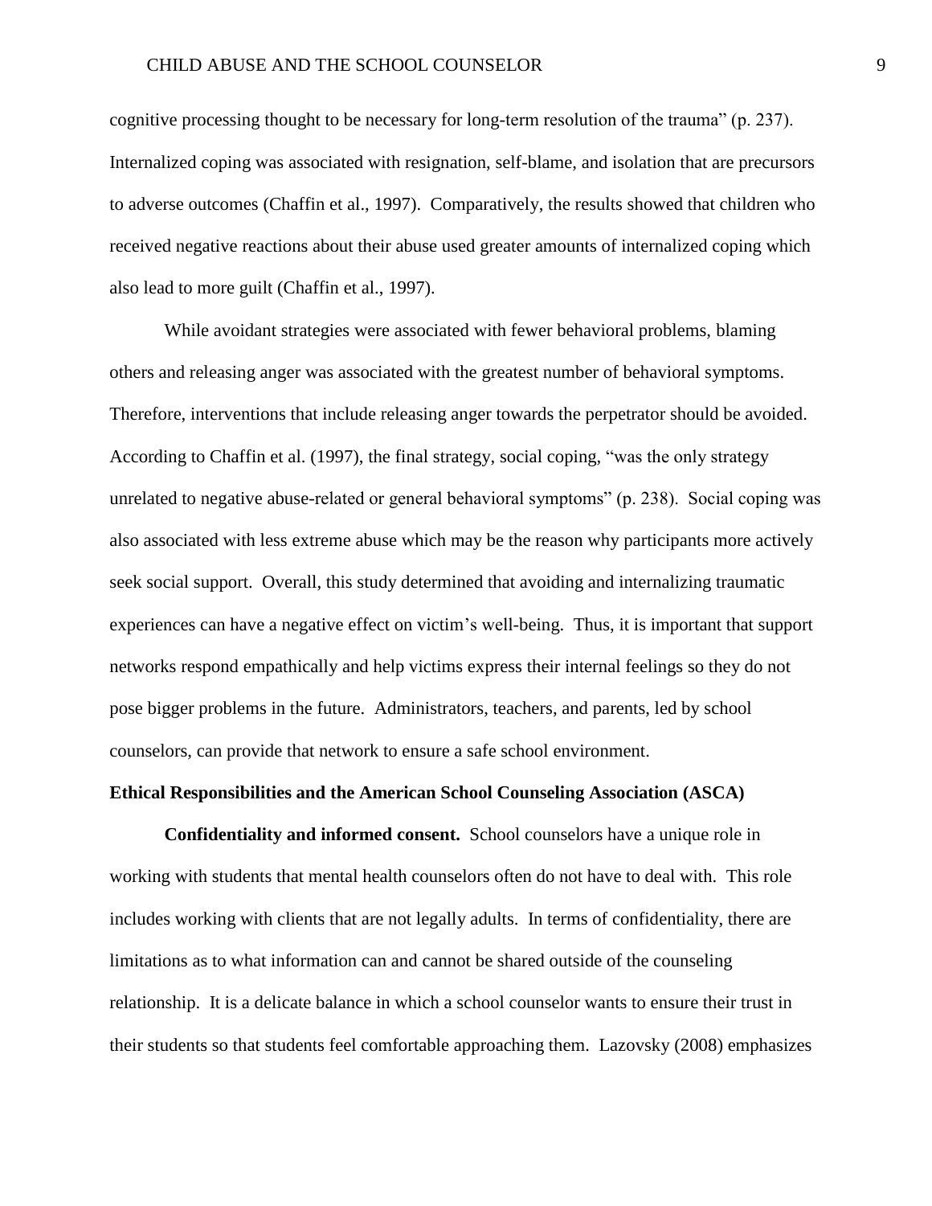cognitive processing thought to be necessary for long-term resolution of the trauma" (p. 237). Internalized coping was associated with resignation, self-blame, and isolation that are precursors to adverse outcomes (Chaffin et al., 1997). Comparatively, the results showed that children who received negative reactions about their abuse used greater amounts of internalized coping which also lead to more guilt (Chaffin et al., 1997).

While avoidant strategies were associated with fewer behavioral problems, blaming others and releasing anger was associated with the greatest number of behavioral symptoms. Therefore, interventions that include releasing anger towards the perpetrator should be avoided. According to Chaffin et al. (1997), the final strategy, social coping, "was the only strategy unrelated to negative abuse-related or general behavioral symptoms" (p. 238). Social coping was also associated with less extreme abuse which may be the reason why participants more actively seek social support. Overall, this study determined that avoiding and internalizing traumatic experiences can have a negative effect on victim's well-being. Thus, it is important that support networks respond empathically and help victims express their internal feelings so they do not pose bigger problems in the future. Administrators, teachers, and parents, led by school counselors, can provide that network to ensure a safe school environment.

## Ethical Responsibilities and the American School Counseling Association (ASCA)

**Confidentiality and informed consent.** School counselors have a unique role in working with students that mental health counselors often do not have to deal with. This role includes working with clients that are not legally adults. In terms of confidentiality, there are limitations as to what information can and cannot be shared outside of the counseling relationship. It is a delicate balance in which a school counselor wants to ensure their trust in their students so that students feel comfortable approaching them. Lazovsky (2008) emphasizes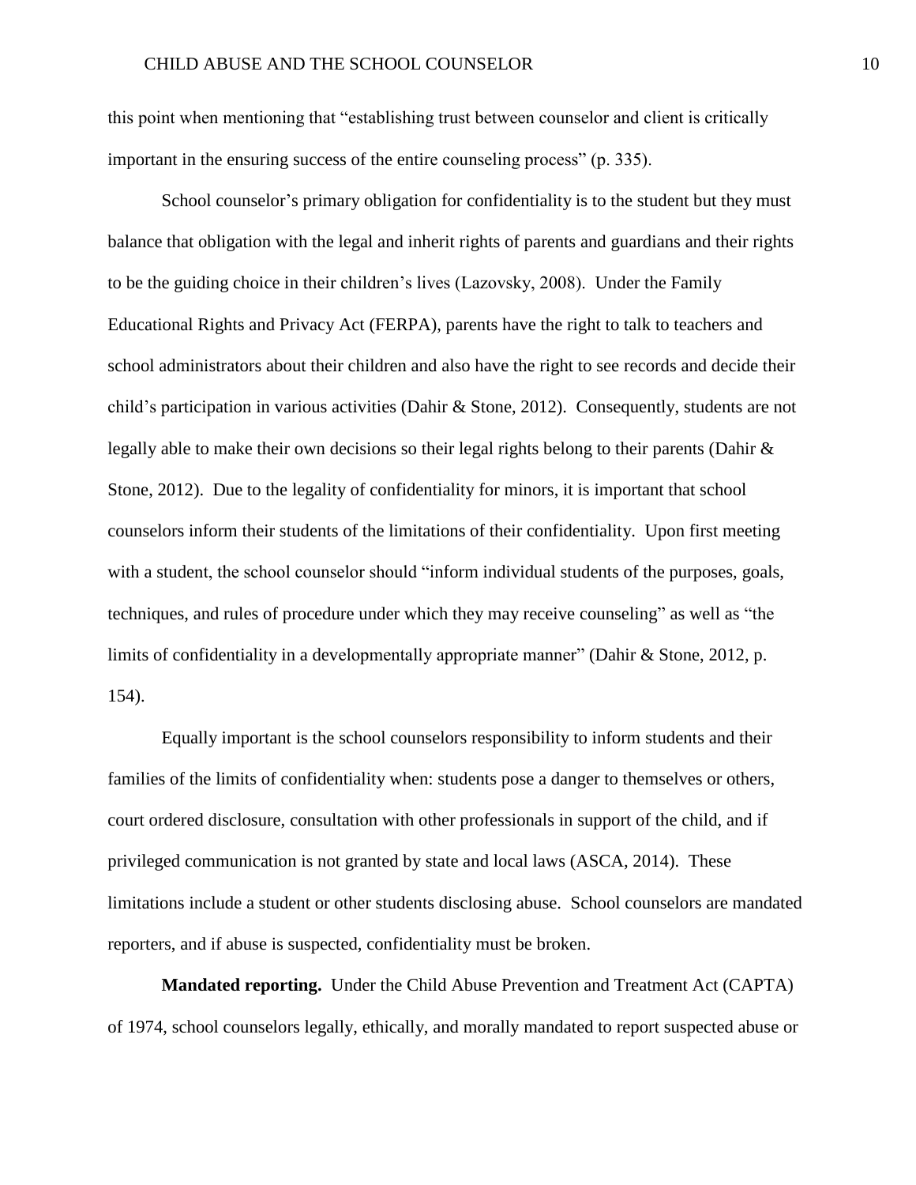this point when mentioning that "establishing trust between counselor and client is critically important in the ensuring success of the entire counseling process" (p. 335).

School counselor's primary obligation for confidentiality is to the student but they must balance that obligation with the legal and inherit rights of parents and guardians and their rights to be the guiding choice in their children's lives (Lazovsky, 2008). Under the Family Educational Rights and Privacy Act (FERPA), parents have the right to talk to teachers and school administrators about their children and also have the right to see records and decide their child's participation in various activities (Dahir & Stone, 2012). Consequently, students are not legally able to make their own decisions so their legal rights belong to their parents (Dahir & Stone, 2012). Due to the legality of confidentiality for minors, it is important that school counselors inform their students of the limitations of their confidentiality. Upon first meeting with a student, the school counselor should "inform individual students of the purposes, goals, techniques, and rules of procedure under which they may receive counseling" as well as "the limits of confidentiality in a developmentally appropriate manner" (Dahir & Stone, 2012, p. 154).

Equally important is the school counselors responsibility to inform students and their families of the limits of confidentiality when: students pose a danger to themselves or others, court ordered disclosure, consultation with other professionals in support of the child, and if privileged communication is not granted by state and local laws (ASCA, 2014). These limitations include a student or other students disclosing abuse. School counselors are mandated reporters, and if abuse is suspected, confidentiality must be broken.

**Mandated reporting.** Under the Child Abuse Prevention and Treatment Act (CAPTA) of 1974, school counselors legally, ethically, and morally mandated to report suspected abuse or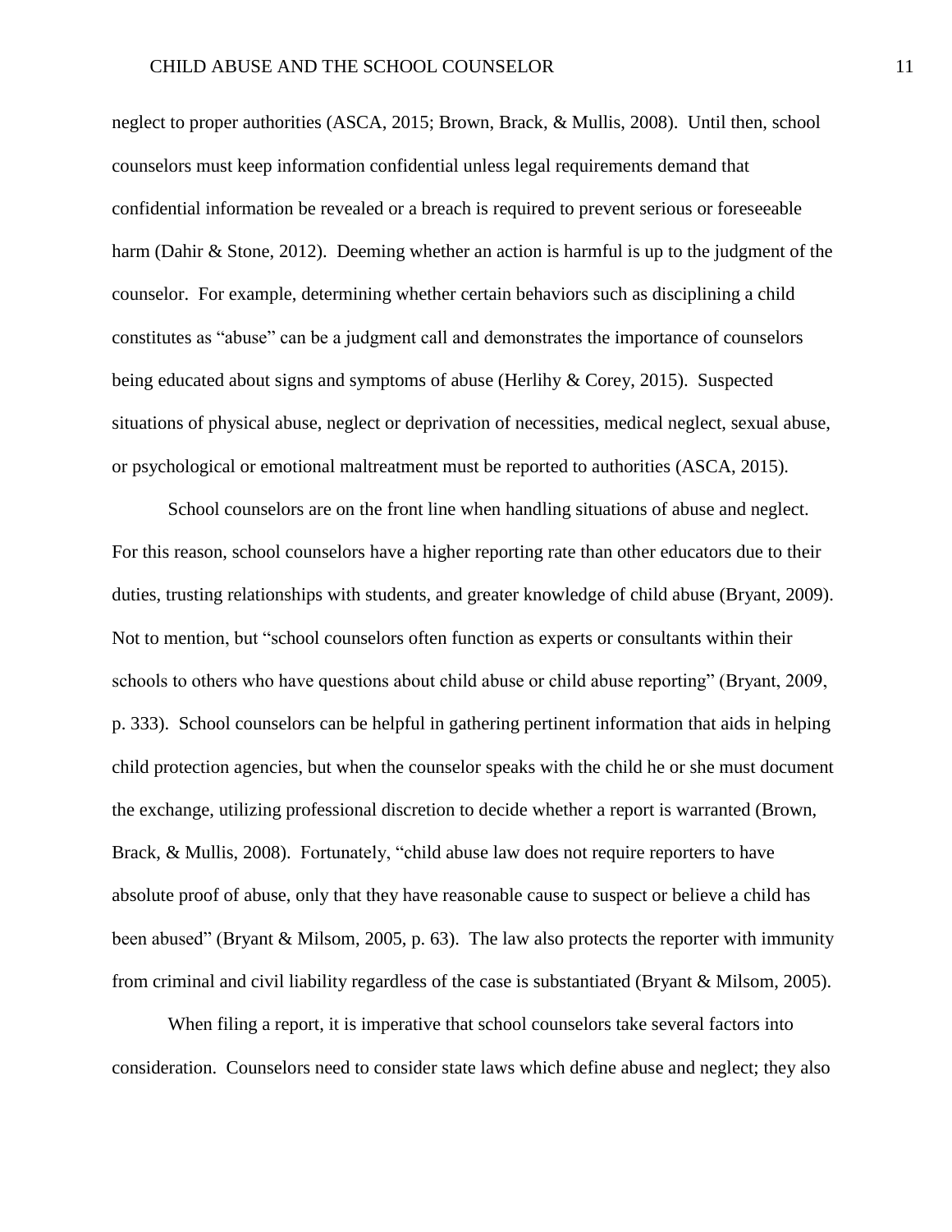neglect to proper authorities (ASCA, 2015; Brown, Brack, & Mullis, 2008). Until then, school counselors must keep information confidential unless legal requirements demand that confidential information be revealed or a breach is required to prevent serious or foreseeable harm (Dahir & Stone, 2012). Deeming whether an action is harmful is up to the judgment of the counselor. For example, determining whether certain behaviors such as disciplining a child constitutes as "abuse" can be a judgment call and demonstrates the importance of counselors being educated about signs and symptoms of abuse (Herlihy & Corey, 2015). Suspected situations of physical abuse, neglect or deprivation of necessities, medical neglect, sexual abuse, or psychological or emotional maltreatment must be reported to authorities (ASCA, 2015).

School counselors are on the front line when handling situations of abuse and neglect. For this reason, school counselors have a higher reporting rate than other educators due to their duties, trusting relationships with students, and greater knowledge of child abuse (Bryant, 2009). Not to mention, but "school counselors often function as experts or consultants within their schools to others who have questions about child abuse or child abuse reporting" (Bryant, 2009, p. 333). School counselors can be helpful in gathering pertinent information that aids in helping child protection agencies, but when the counselor speaks with the child he or she must document the exchange, utilizing professional discretion to decide whether a report is warranted (Brown, Brack, & Mullis, 2008). Fortunately, "child abuse law does not require reporters to have absolute proof of abuse, only that they have reasonable cause to suspect or believe a child has been abused" (Bryant & Milsom, 2005, p. 63). The law also protects the reporter with immunity from criminal and civil liability regardless of the case is substantiated (Bryant & Milsom, 2005).

When filing a report, it is imperative that school counselors take several factors into consideration. Counselors need to consider state laws which define abuse and neglect; they also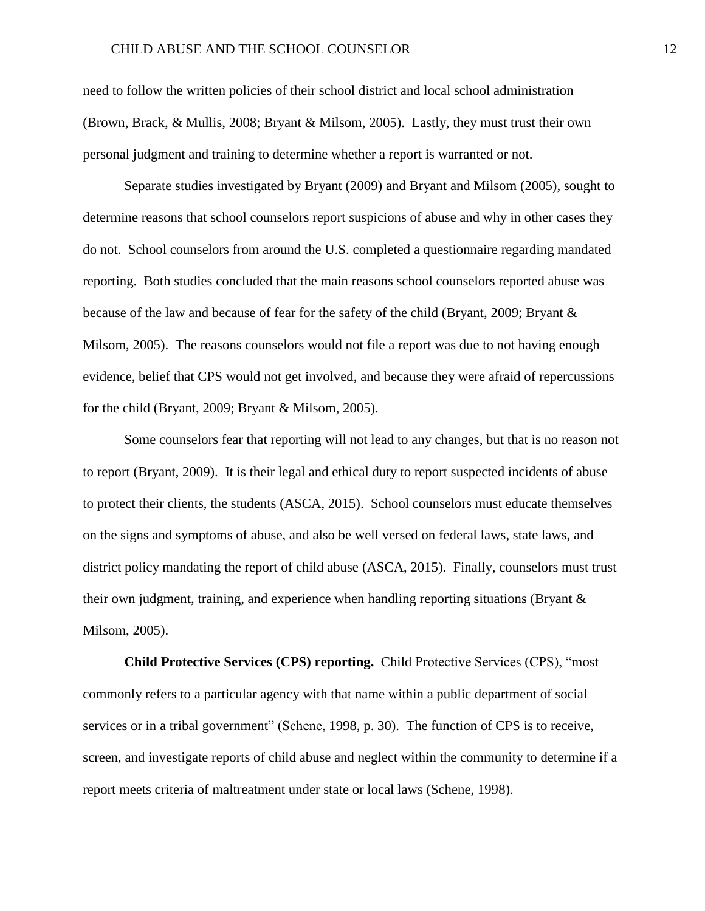need to follow the written policies of their school district and local school administration (Brown, Brack, & Mullis, 2008; Bryant & Milsom, 2005). Lastly, they must trust their own personal judgment and training to determine whether a report is warranted or not.

Separate studies investigated by Bryant (2009) and Bryant and Milsom (2005), sought to determine reasons that school counselors report suspicions of abuse and why in other cases they do not. School counselors from around the U.S. completed a questionnaire regarding mandated reporting. Both studies concluded that the main reasons school counselors reported abuse was because of the law and because of fear for the safety of the child (Bryant, 2009; Bryant & Milsom, 2005). The reasons counselors would not file a report was due to not having enough evidence, belief that CPS would not get involved, and because they were afraid of repercussions for the child (Bryant, 2009; Bryant & Milsom, 2005).

Some counselors fear that reporting will not lead to any changes, but that is no reason not to report (Bryant, 2009). It is their legal and ethical duty to report suspected incidents of abuse to protect their clients, the students (ASCA, 2015). School counselors must educate themselves on the signs and symptoms of abuse, and also be well versed on federal laws, state laws, and district policy mandating the report of child abuse (ASCA, 2015). Finally, counselors must trust their own judgment, training, and experience when handling reporting situations (Bryant & Milsom, 2005).

**Child Protective Services (CPS) reporting.** Child Protective Services (CPS), "most commonly refers to a particular agency with that name within a public department of social services or in a tribal government" (Schene, 1998, p. 30). The function of CPS is to receive, screen, and investigate reports of child abuse and neglect within the community to determine if a report meets criteria of maltreatment under state or local laws (Schene, 1998).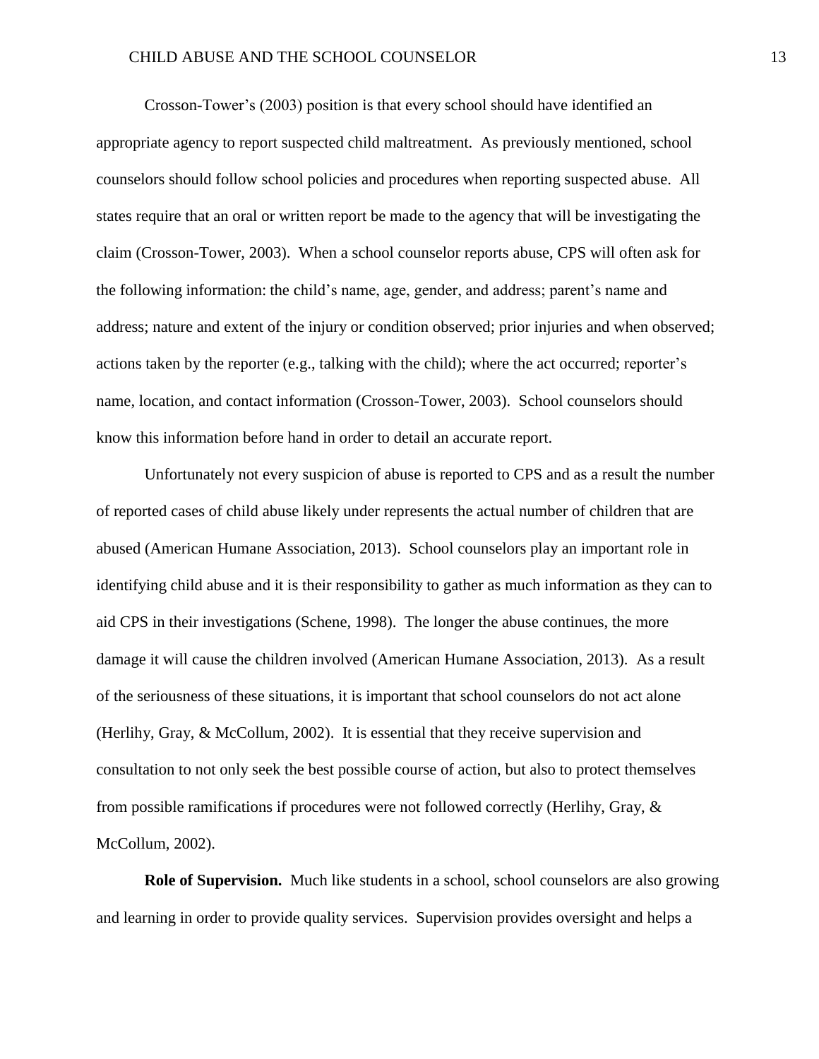Crosson-Tower's (2003) position is that every school should have identified an appropriate agency to report suspected child maltreatment. As previously mentioned, school counselors should follow school policies and procedures when reporting suspected abuse. All states require that an oral or written report be made to the agency that will be investigating the claim (Crosson-Tower, 2003). When a school counselor reports abuse, CPS will often ask for the following information: the child's name, age, gender, and address; parent's name and address; nature and extent of the injury or condition observed; prior injuries and when observed; actions taken by the reporter (e.g., talking with the child); where the act occurred; reporter's name, location, and contact information (Crosson-Tower, 2003). School counselors should know this information before hand in order to detail an accurate report.

Unfortunately not every suspicion of abuse is reported to CPS and as a result the number of reported cases of child abuse likely under represents the actual number of children that are abused (American Humane Association, 2013). School counselors play an important role in identifying child abuse and it is their responsibility to gather as much information as they can to aid CPS in their investigations (Schene, 1998). The longer the abuse continues, the more damage it will cause the children involved (American Humane Association, 2013). As a result of the seriousness of these situations, it is important that school counselors do not act alone (Herlihy, Gray, & McCollum, 2002). It is essential that they receive supervision and consultation to not only seek the best possible course of action, but also to protect themselves from possible ramifications if procedures were not followed correctly (Herlihy, Gray, & McCollum, 2002).

**Role of Supervision.** Much like students in a school, school counselors are also growing and learning in order to provide quality services. Supervision provides oversight and helps a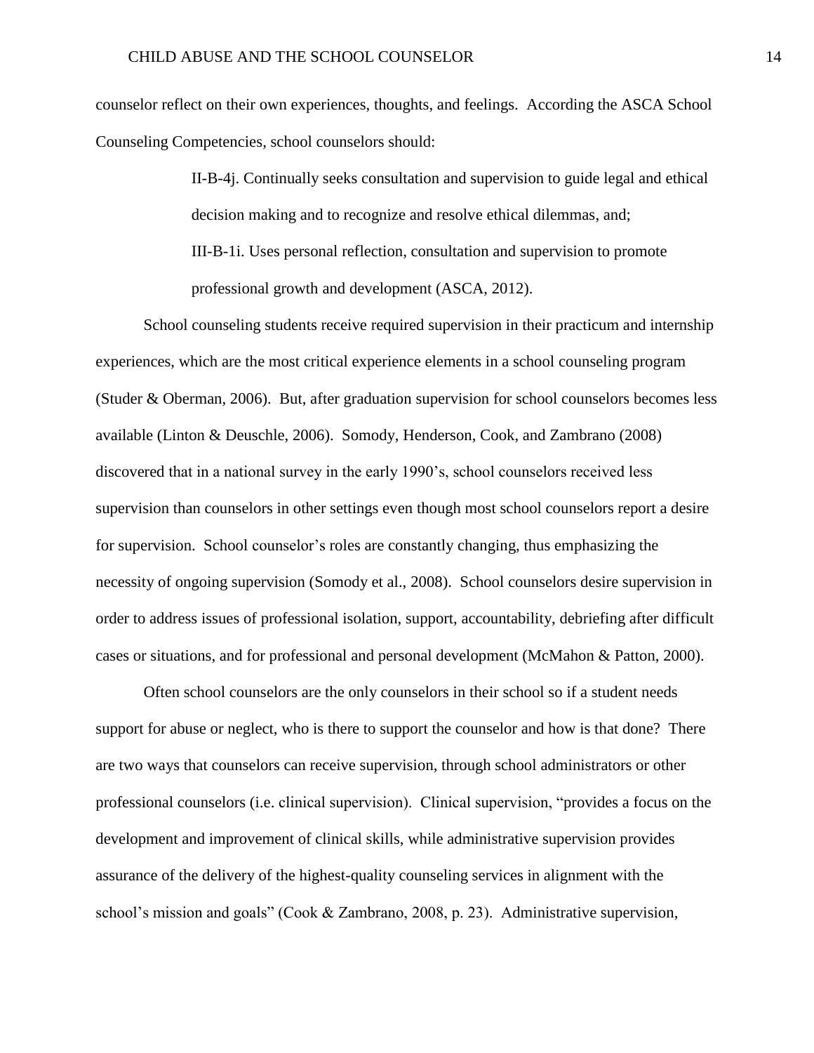counselor reflect on their own experiences, thoughts, and feelings. According the ASCA School Counseling Competencies, school counselors should:

> II-B-4j. Continually seeks consultation and supervision to guide legal and ethical decision making and to recognize and resolve ethical dilemmas, and;
>
> III-B-1i. Uses personal reflection, consultation and supervision to promote professional growth and development (ASCA, 2012).

School counseling students receive required supervision in their practicum and internship experiences, which are the most critical experience elements in a school counseling program (Studer & Oberman, 2006). But, after graduation supervision for school counselors becomes less available (Linton & Deuschle, 2006). Somody, Henderson, Cook, and Zambrano (2008) discovered that in a national survey in the early 1990's, school counselors received less supervision than counselors in other settings even though most school counselors report a desire for supervision. School counselor's roles are constantly changing, thus emphasizing the necessity of ongoing supervision (Somody et al., 2008). School counselors desire supervision in order to address issues of professional isolation, support, accountability, debriefing after difficult cases or situations, and for professional and personal development (McMahon & Patton, 2000).

Often school counselors are the only counselors in their school so if a student needs support for abuse or neglect, who is there to support the counselor and how is that done? There are two ways that counselors can receive supervision, through school administrators or other professional counselors (i.e. clinical supervision). Clinical supervision, "provides a focus on the development and improvement of clinical skills, while administrative supervision provides assurance of the delivery of the highest-quality counseling services in alignment with the school's mission and goals" (Cook & Zambrano, 2008, p. 23). Administrative supervision,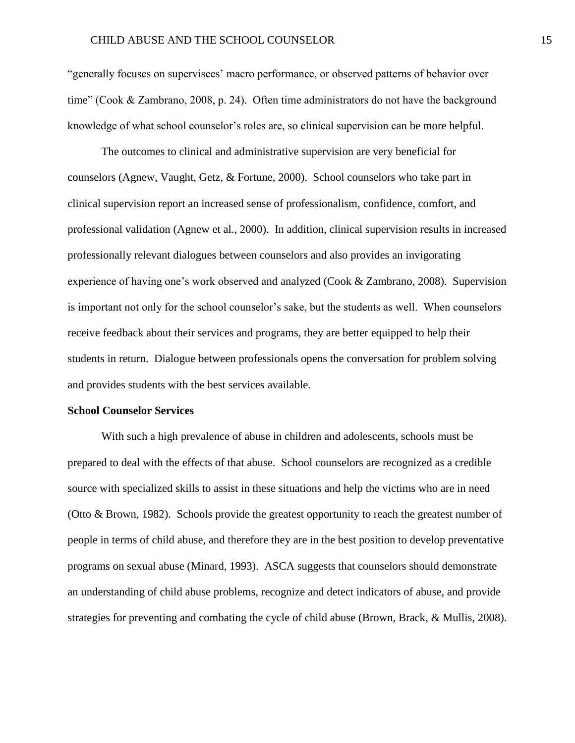"generally focuses on supervisees' macro performance, or observed patterns of behavior over time" (Cook & Zambrano, 2008, p. 24). Often time administrators do not have the background knowledge of what school counselor's roles are, so clinical supervision can be more helpful.

The outcomes to clinical and administrative supervision are very beneficial for counselors (Agnew, Vaught, Getz, & Fortune, 2000). School counselors who take part in clinical supervision report an increased sense of professionalism, confidence, comfort, and professional validation (Agnew et al., 2000). In addition, clinical supervision results in increased professionally relevant dialogues between counselors and also provides an invigorating experience of having one's work observed and analyzed (Cook & Zambrano, 2008). Supervision is important not only for the school counselor's sake, but the students as well. When counselors receive feedback about their services and programs, they are better equipped to help their students in return. Dialogue between professionals opens the conversation for problem solving and provides students with the best services available.

**School Counselor Services**

With such a high prevalence of abuse in children and adolescents, schools must be prepared to deal with the effects of that abuse. School counselors are recognized as a credible source with specialized skills to assist in these situations and help the victims who are in need (Otto & Brown, 1982). Schools provide the greatest opportunity to reach the greatest number of people in terms of child abuse, and therefore they are in the best position to develop preventative programs on sexual abuse (Minard, 1993). ASCA suggests that counselors should demonstrate an understanding of child abuse problems, recognize and detect indicators of abuse, and provide strategies for preventing and combating the cycle of child abuse (Brown, Brack, & Mullis, 2008).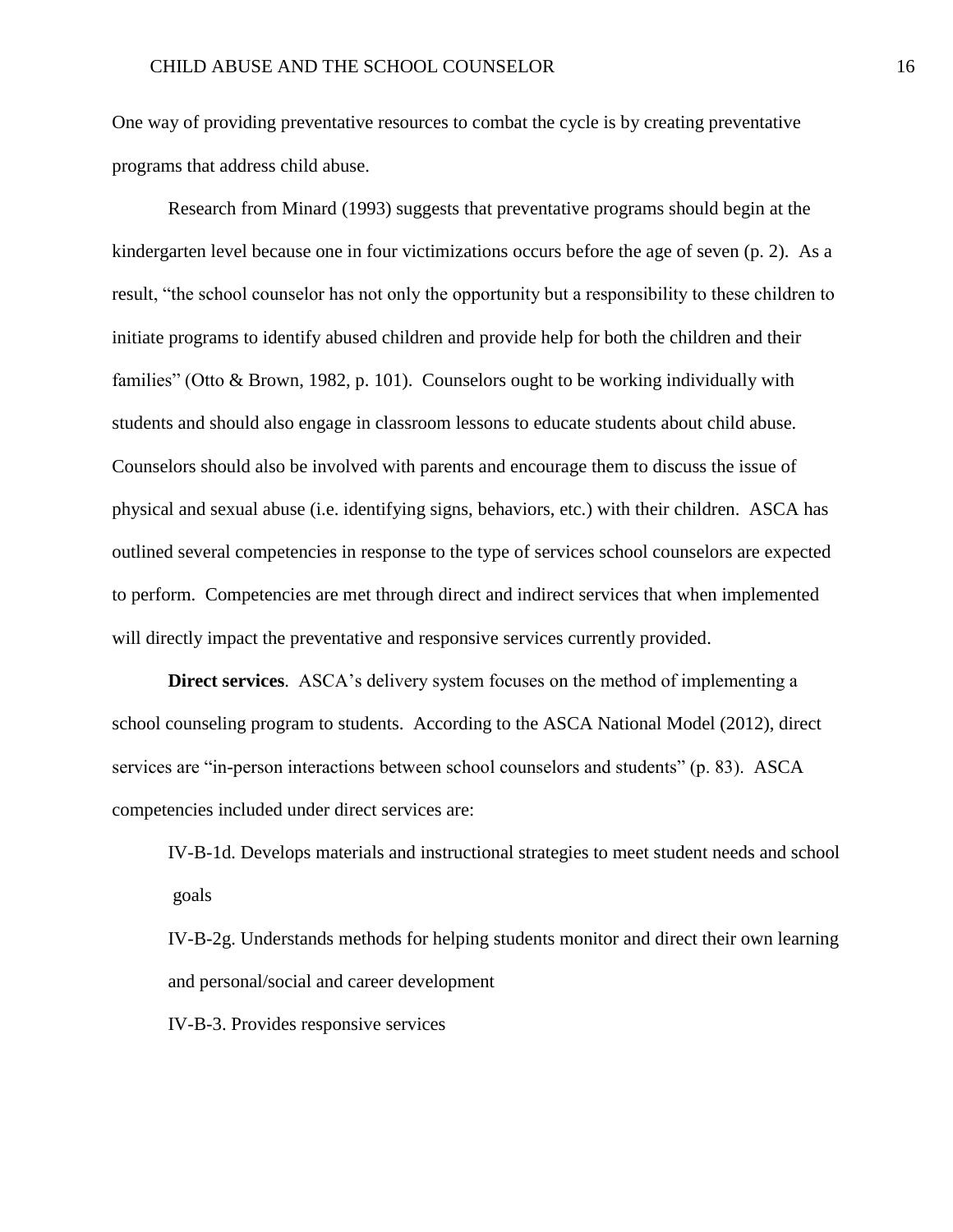One way of providing preventative resources to combat the cycle is by creating preventative programs that address child abuse.

Research from Minard (1993) suggests that preventative programs should begin at the kindergarten level because one in four victimizations occurs before the age of seven (p. 2). As a result, "the school counselor has not only the opportunity but a responsibility to these children to initiate programs to identify abused children and provide help for both the children and their families" (Otto & Brown, 1982, p. 101). Counselors ought to be working individually with students and should also engage in classroom lessons to educate students about child abuse. Counselors should also be involved with parents and encourage them to discuss the issue of physical and sexual abuse (i.e. identifying signs, behaviors, etc.) with their children. ASCA has outlined several competencies in response to the type of services school counselors are expected to perform. Competencies are met through direct and indirect services that when implemented will directly impact the preventative and responsive services currently provided.

**Direct services**. ASCA's delivery system focuses on the method of implementing a school counseling program to students. According to the ASCA National Model (2012), direct services are "in-person interactions between school counselors and students" (p. 83). ASCA competencies included under direct services are:

IV-B-1d. Develops materials and instructional strategies to meet student needs and school goals

IV-B-2g. Understands methods for helping students monitor and direct their own learning and personal/social and career development

IV-B-3. Provides responsive services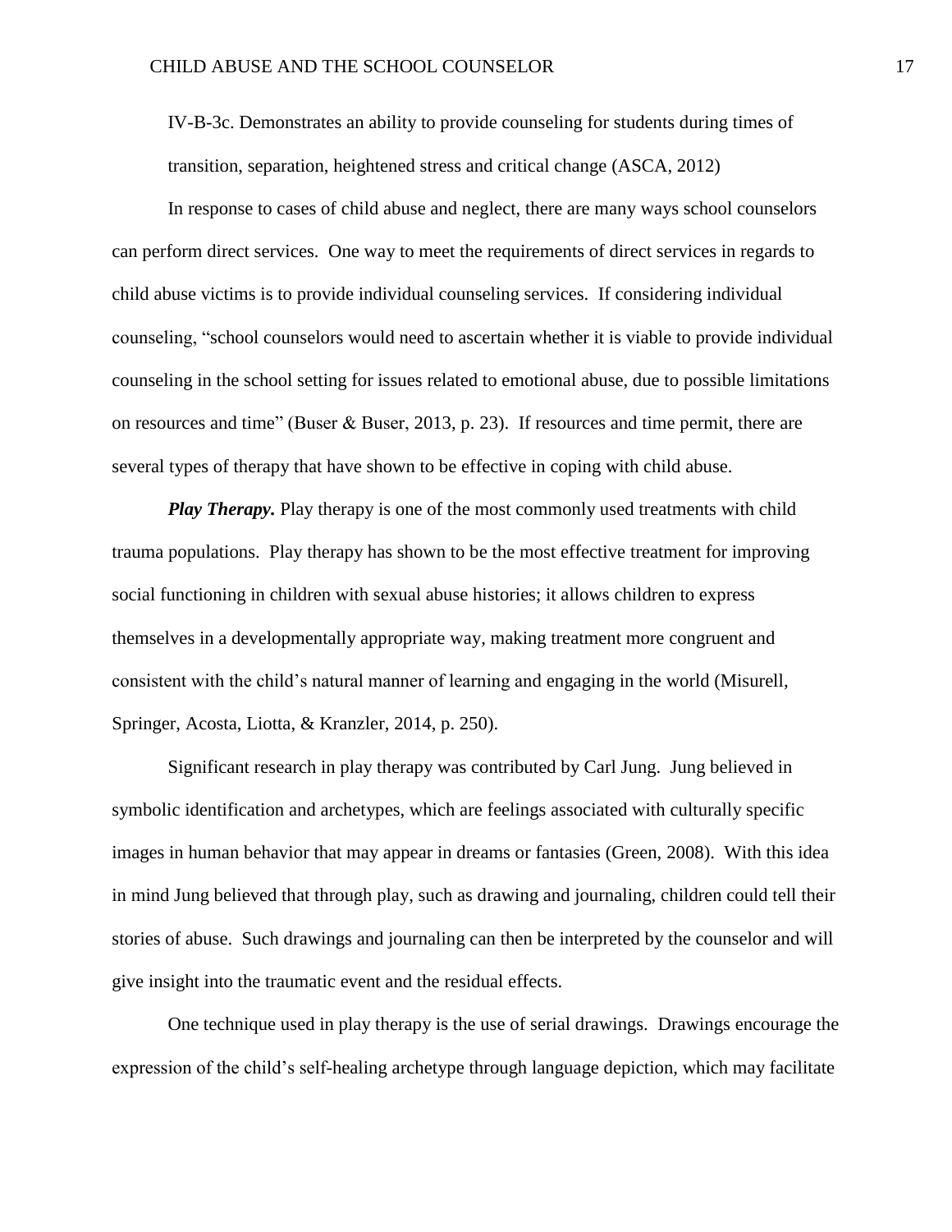IV-B-3c. Demonstrates an ability to provide counseling for students during times of transition, separation, heightened stress and critical change (ASCA, 2012)

In response to cases of child abuse and neglect, there are many ways school counselors can perform direct services. One way to meet the requirements of direct services in regards to child abuse victims is to provide individual counseling services. If considering individual counseling, "school counselors would need to ascertain whether it is viable to provide individual counseling in the school setting for issues related to emotional abuse, due to possible limitations on resources and time" (Buser & Buser, 2013, p. 23). If resources and time permit, there are several types of therapy that have shown to be effective in coping with child abuse.

***Play Therapy.*** Play therapy is one of the most commonly used treatments with child trauma populations. Play therapy has shown to be the most effective treatment for improving social functioning in children with sexual abuse histories; it allows children to express themselves in a developmentally appropriate way, making treatment more congruent and consistent with the child's natural manner of learning and engaging in the world (Misurell, Springer, Acosta, Liotta, & Kranzler, 2014, p. 250).

Significant research in play therapy was contributed by Carl Jung. Jung believed in symbolic identification and archetypes, which are feelings associated with culturally specific images in human behavior that may appear in dreams or fantasies (Green, 2008). With this idea in mind Jung believed that through play, such as drawing and journaling, children could tell their stories of abuse. Such drawings and journaling can then be interpreted by the counselor and will give insight into the traumatic event and the residual effects.

One technique used in play therapy is the use of serial drawings. Drawings encourage the expression of the child's self-healing archetype through language depiction, which may facilitate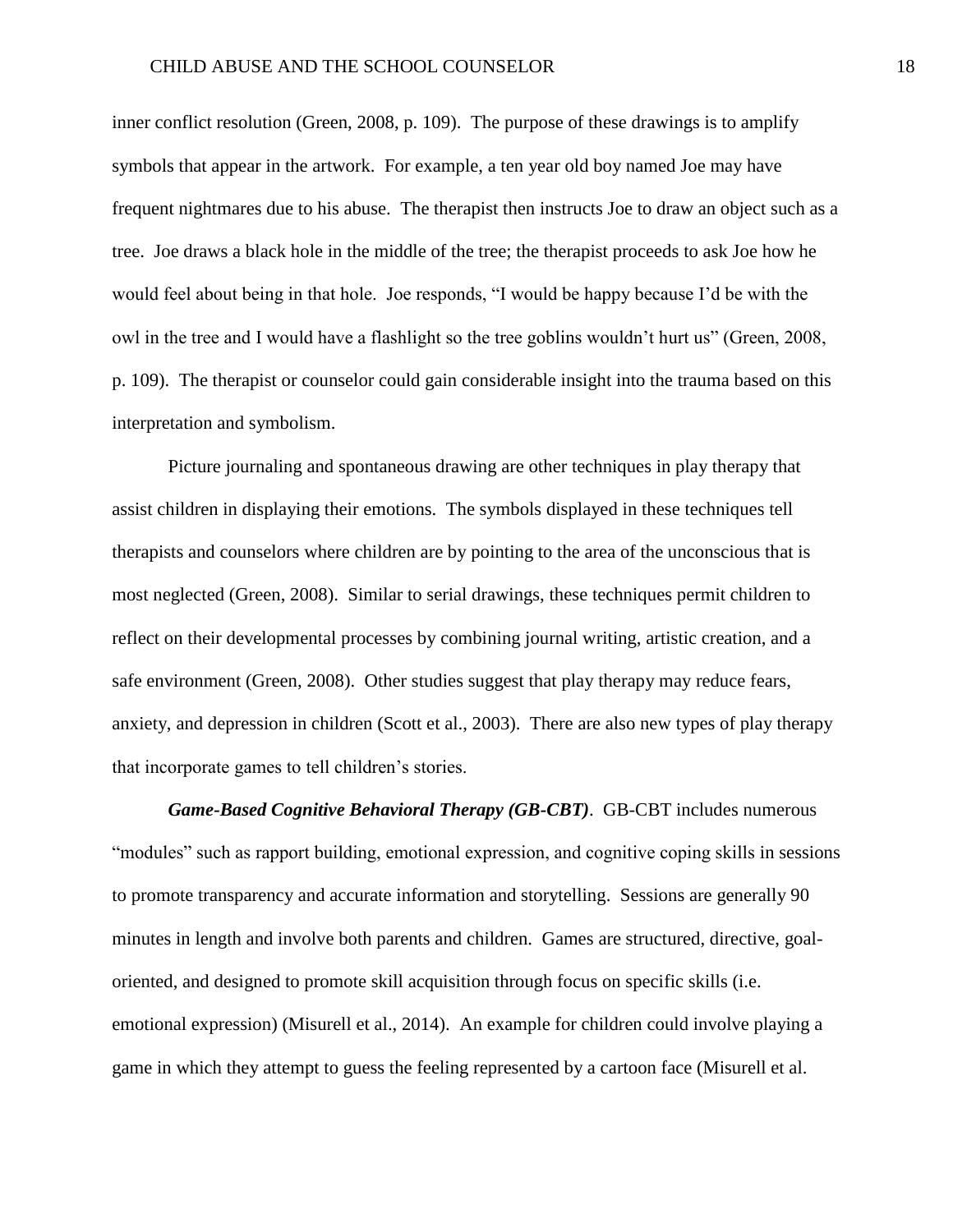inner conflict resolution (Green, 2008, p. 109). The purpose of these drawings is to amplify symbols that appear in the artwork. For example, a ten year old boy named Joe may have frequent nightmares due to his abuse. The therapist then instructs Joe to draw an object such as a tree. Joe draws a black hole in the middle of the tree; the therapist proceeds to ask Joe how he would feel about being in that hole. Joe responds, "I would be happy because I'd be with the owl in the tree and I would have a flashlight so the tree goblins wouldn't hurt us" (Green, 2008, p. 109). The therapist or counselor could gain considerable insight into the trauma based on this interpretation and symbolism.

Picture journaling and spontaneous drawing are other techniques in play therapy that assist children in displaying their emotions. The symbols displayed in these techniques tell therapists and counselors where children are by pointing to the area of the unconscious that is most neglected (Green, 2008). Similar to serial drawings, these techniques permit children to reflect on their developmental processes by combining journal writing, artistic creation, and a safe environment (Green, 2008). Other studies suggest that play therapy may reduce fears, anxiety, and depression in children (Scott et al., 2003). There are also new types of play therapy that incorporate games to tell children's stories.

***Game-Based Cognitive Behavioral Therapy (GB-CBT)***. GB-CBT includes numerous "modules" such as rapport building, emotional expression, and cognitive coping skills in sessions to promote transparency and accurate information and storytelling. Sessions are generally 90 minutes in length and involve both parents and children. Games are structured, directive, goal-oriented, and designed to promote skill acquisition through focus on specific skills (i.e. emotional expression) (Misurell et al., 2014). An example for children could involve playing a game in which they attempt to guess the feeling represented by a cartoon face (Misurell et al.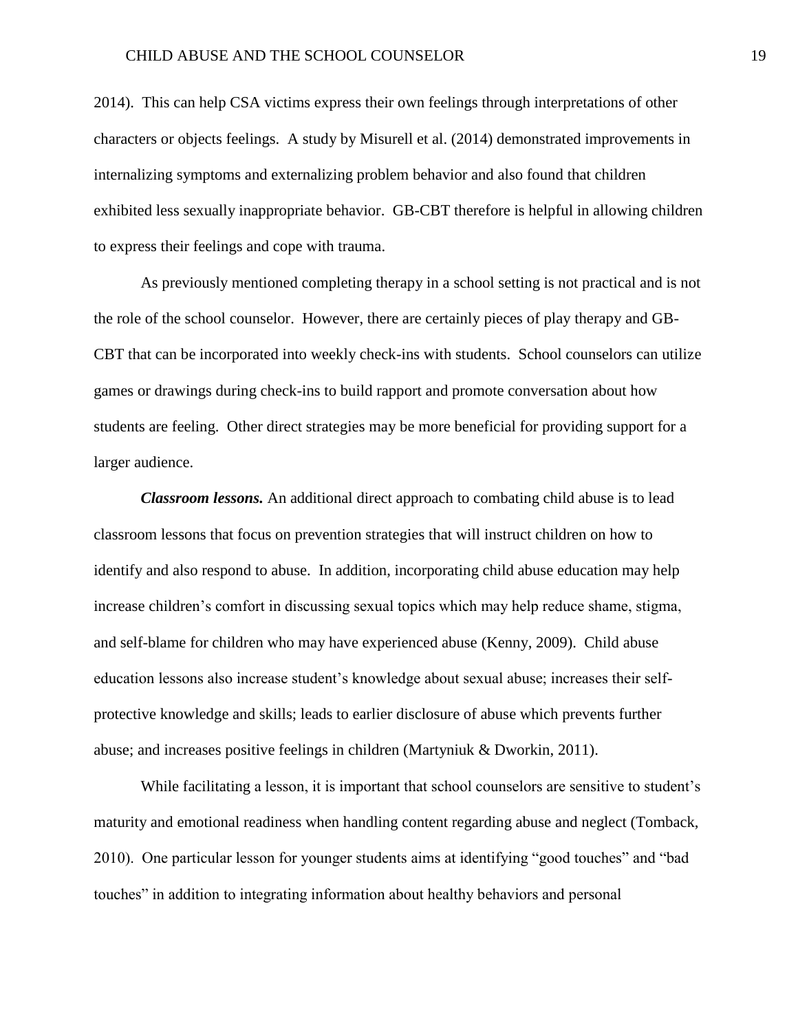2014). This can help CSA victims express their own feelings through interpretations of other characters or objects feelings. A study by Misurell et al. (2014) demonstrated improvements in internalizing symptoms and externalizing problem behavior and also found that children exhibited less sexually inappropriate behavior. GB-CBT therefore is helpful in allowing children to express their feelings and cope with trauma.

As previously mentioned completing therapy in a school setting is not practical and is not the role of the school counselor. However, there are certainly pieces of play therapy and GB-CBT that can be incorporated into weekly check-ins with students. School counselors can utilize games or drawings during check-ins to build rapport and promote conversation about how students are feeling. Other direct strategies may be more beneficial for providing support for a larger audience.

***Classroom lessons.*** An additional direct approach to combating child abuse is to lead classroom lessons that focus on prevention strategies that will instruct children on how to identify and also respond to abuse. In addition, incorporating child abuse education may help increase children's comfort in discussing sexual topics which may help reduce shame, stigma, and self-blame for children who may have experienced abuse (Kenny, 2009). Child abuse education lessons also increase student's knowledge about sexual abuse; increases their self-protective knowledge and skills; leads to earlier disclosure of abuse which prevents further abuse; and increases positive feelings in children (Martyniuk & Dworkin, 2011).

While facilitating a lesson, it is important that school counselors are sensitive to student's maturity and emotional readiness when handling content regarding abuse and neglect (Tomback, 2010). One particular lesson for younger students aims at identifying "good touches" and "bad touches" in addition to integrating information about healthy behaviors and personal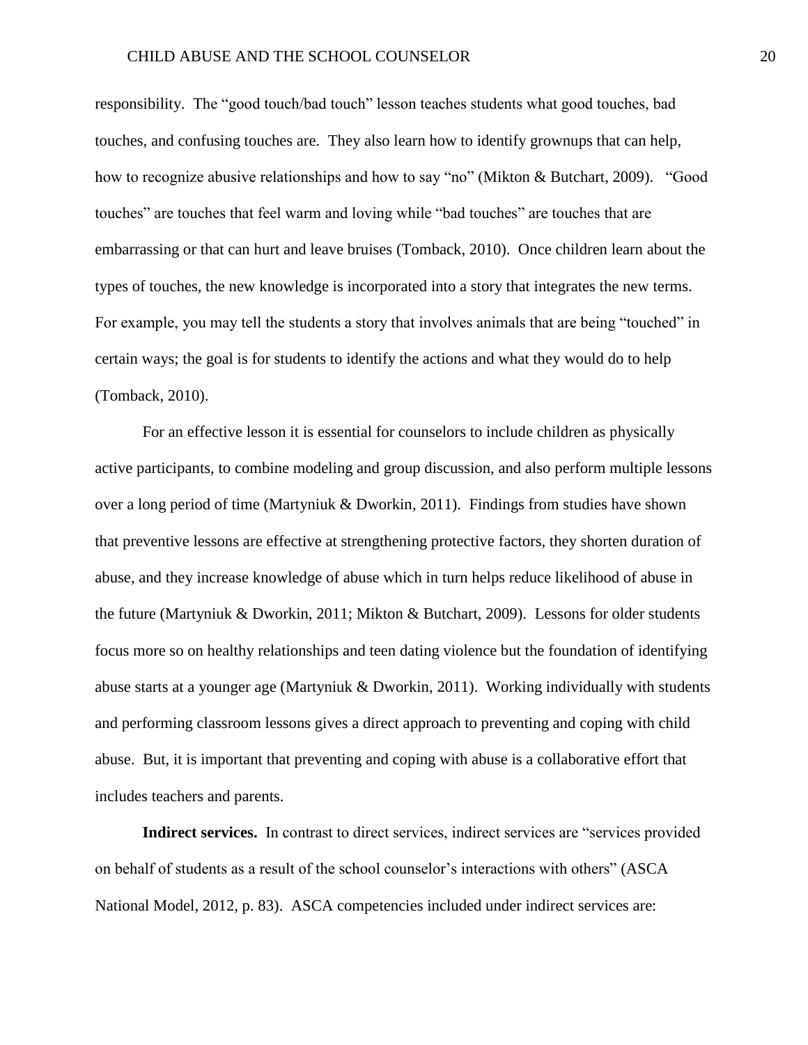responsibility. The "good touch/bad touch" lesson teaches students what good touches, bad touches, and confusing touches are. They also learn how to identify grownups that can help, how to recognize abusive relationships and how to say "no" (Mikton & Butchart, 2009). "Good touches" are touches that feel warm and loving while "bad touches" are touches that are embarrassing or that can hurt and leave bruises (Tomback, 2010). Once children learn about the types of touches, the new knowledge is incorporated into a story that integrates the new terms. For example, you may tell the students a story that involves animals that are being "touched" in certain ways; the goal is for students to identify the actions and what they would do to help (Tomback, 2010).

For an effective lesson it is essential for counselors to include children as physically active participants, to combine modeling and group discussion, and also perform multiple lessons over a long period of time (Martyniuk & Dworkin, 2011). Findings from studies have shown that preventive lessons are effective at strengthening protective factors, they shorten duration of abuse, and they increase knowledge of abuse which in turn helps reduce likelihood of abuse in the future (Martyniuk & Dworkin, 2011; Mikton & Butchart, 2009). Lessons for older students focus more so on healthy relationships and teen dating violence but the foundation of identifying abuse starts at a younger age (Martyniuk & Dworkin, 2011). Working individually with students and performing classroom lessons gives a direct approach to preventing and coping with child abuse. But, it is important that preventing and coping with abuse is a collaborative effort that includes teachers and parents.

**Indirect services.** In contrast to direct services, indirect services are "services provided on behalf of students as a result of the school counselor's interactions with others" (ASCA National Model, 2012, p. 83). ASCA competencies included under indirect services are: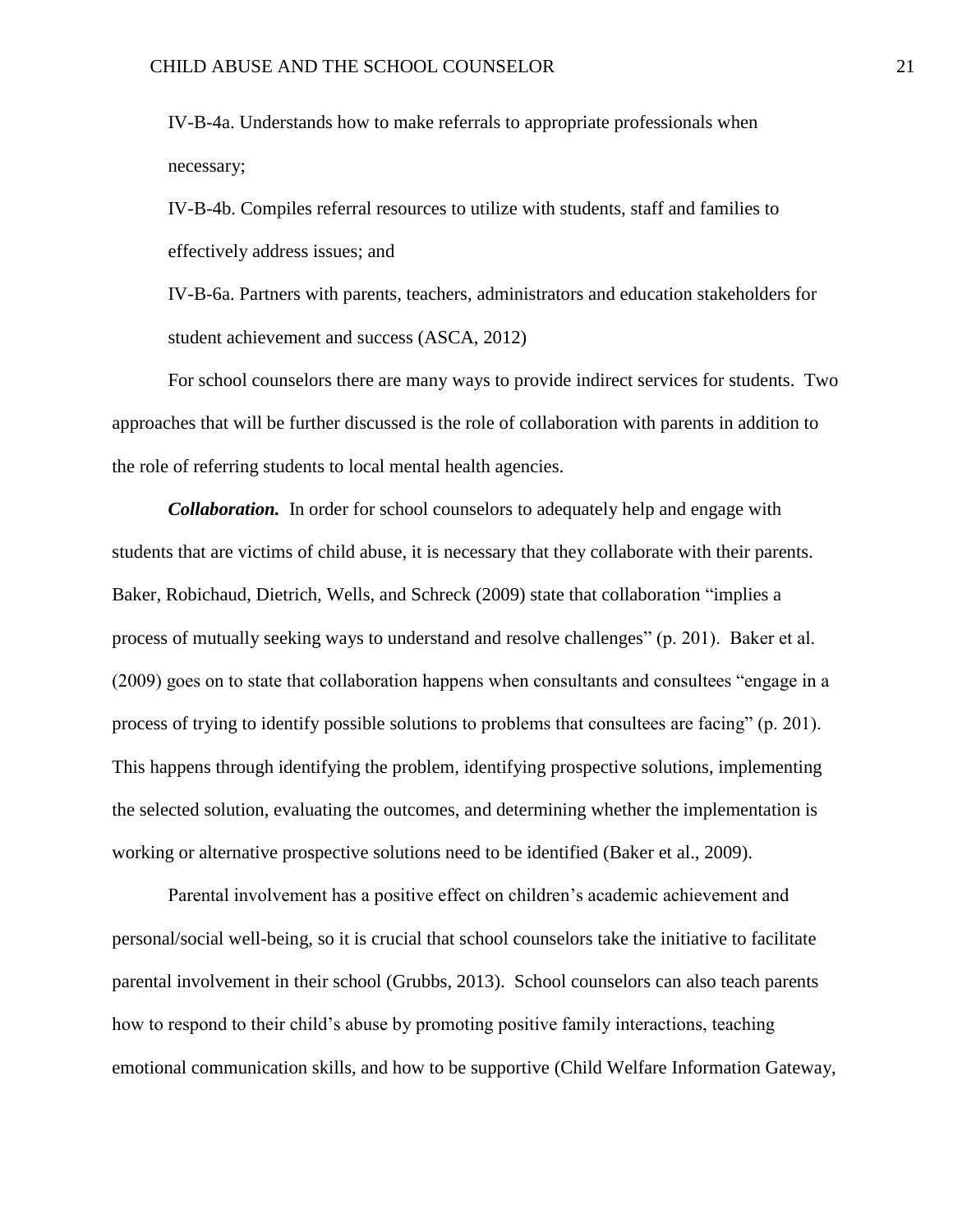IV-B-4a. Understands how to make referrals to appropriate professionals when necessary;

IV-B-4b. Compiles referral resources to utilize with students, staff and families to effectively address issues; and

IV-B-6a. Partners with parents, teachers, administrators and education stakeholders for student achievement and success (ASCA, 2012)

For school counselors there are many ways to provide indirect services for students. Two approaches that will be further discussed is the role of collaboration with parents in addition to the role of referring students to local mental health agencies.

***Collaboration.*** In order for school counselors to adequately help and engage with students that are victims of child abuse, it is necessary that they collaborate with their parents. Baker, Robichaud, Dietrich, Wells, and Schreck (2009) state that collaboration "implies a process of mutually seeking ways to understand and resolve challenges" (p. 201). Baker et al. (2009) goes on to state that collaboration happens when consultants and consultees "engage in a process of trying to identify possible solutions to problems that consultees are facing" (p. 201). This happens through identifying the problem, identifying prospective solutions, implementing the selected solution, evaluating the outcomes, and determining whether the implementation is working or alternative prospective solutions need to be identified (Baker et al., 2009).

Parental involvement has a positive effect on children's academic achievement and personal/social well-being, so it is crucial that school counselors take the initiative to facilitate parental involvement in their school (Grubbs, 2013). School counselors can also teach parents how to respond to their child's abuse by promoting positive family interactions, teaching emotional communication skills, and how to be supportive (Child Welfare Information Gateway,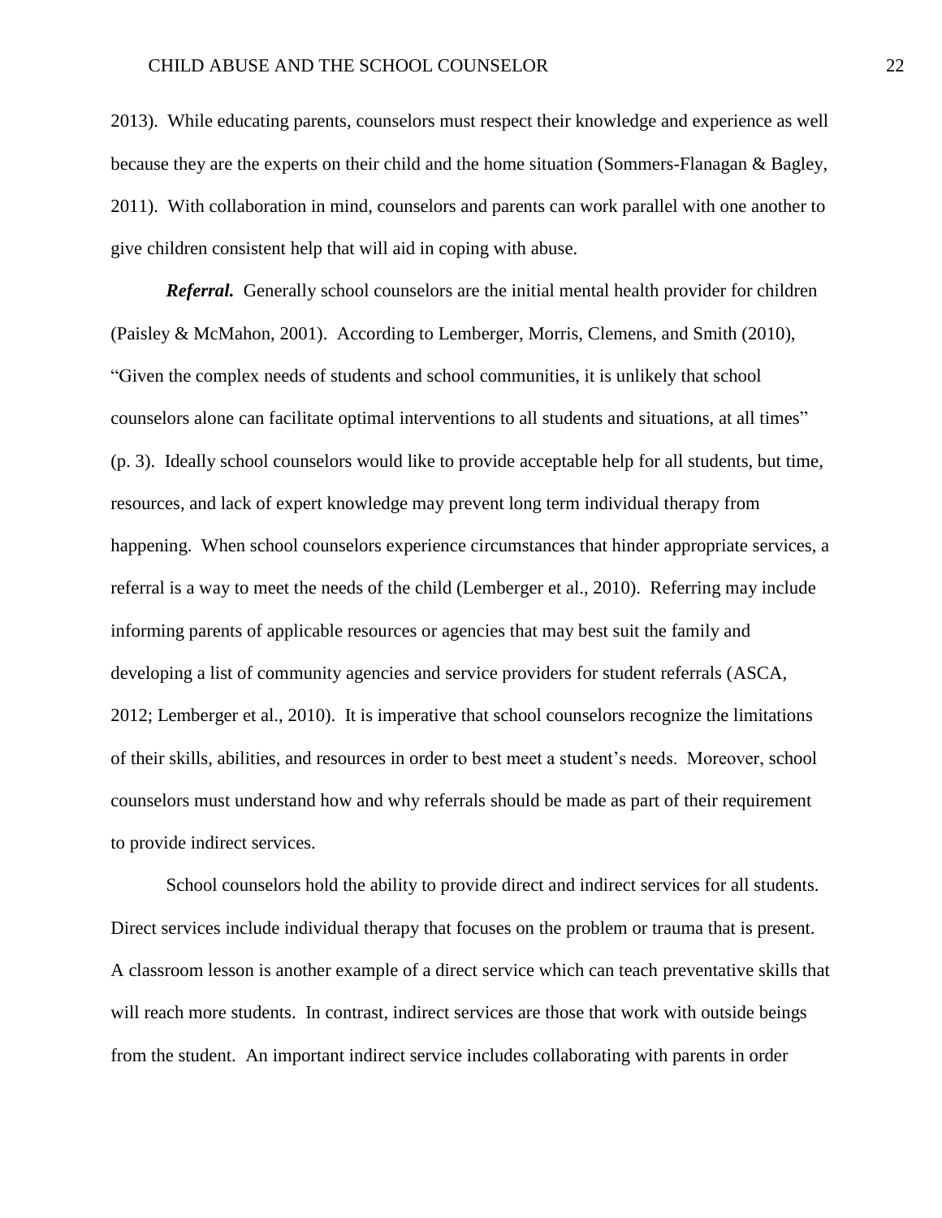2013). While educating parents, counselors must respect their knowledge and experience as well because they are the experts on their child and the home situation (Sommers-Flanagan & Bagley, 2011). With collaboration in mind, counselors and parents can work parallel with one another to give children consistent help that will aid in coping with abuse.

***Referral.*** Generally school counselors are the initial mental health provider for children (Paisley & McMahon, 2001). According to Lemberger, Morris, Clemens, and Smith (2010), "Given the complex needs of students and school communities, it is unlikely that school counselors alone can facilitate optimal interventions to all students and situations, at all times" (p. 3). Ideally school counselors would like to provide acceptable help for all students, but time, resources, and lack of expert knowledge may prevent long term individual therapy from happening. When school counselors experience circumstances that hinder appropriate services, a referral is a way to meet the needs of the child (Lemberger et al., 2010). Referring may include informing parents of applicable resources or agencies that may best suit the family and developing a list of community agencies and service providers for student referrals (ASCA, 2012; Lemberger et al., 2010). It is imperative that school counselors recognize the limitations of their skills, abilities, and resources in order to best meet a student's needs. Moreover, school counselors must understand how and why referrals should be made as part of their requirement to provide indirect services.

School counselors hold the ability to provide direct and indirect services for all students. Direct services include individual therapy that focuses on the problem or trauma that is present. A classroom lesson is another example of a direct service which can teach preventative skills that will reach more students. In contrast, indirect services are those that work with outside beings from the student. An important indirect service includes collaborating with parents in order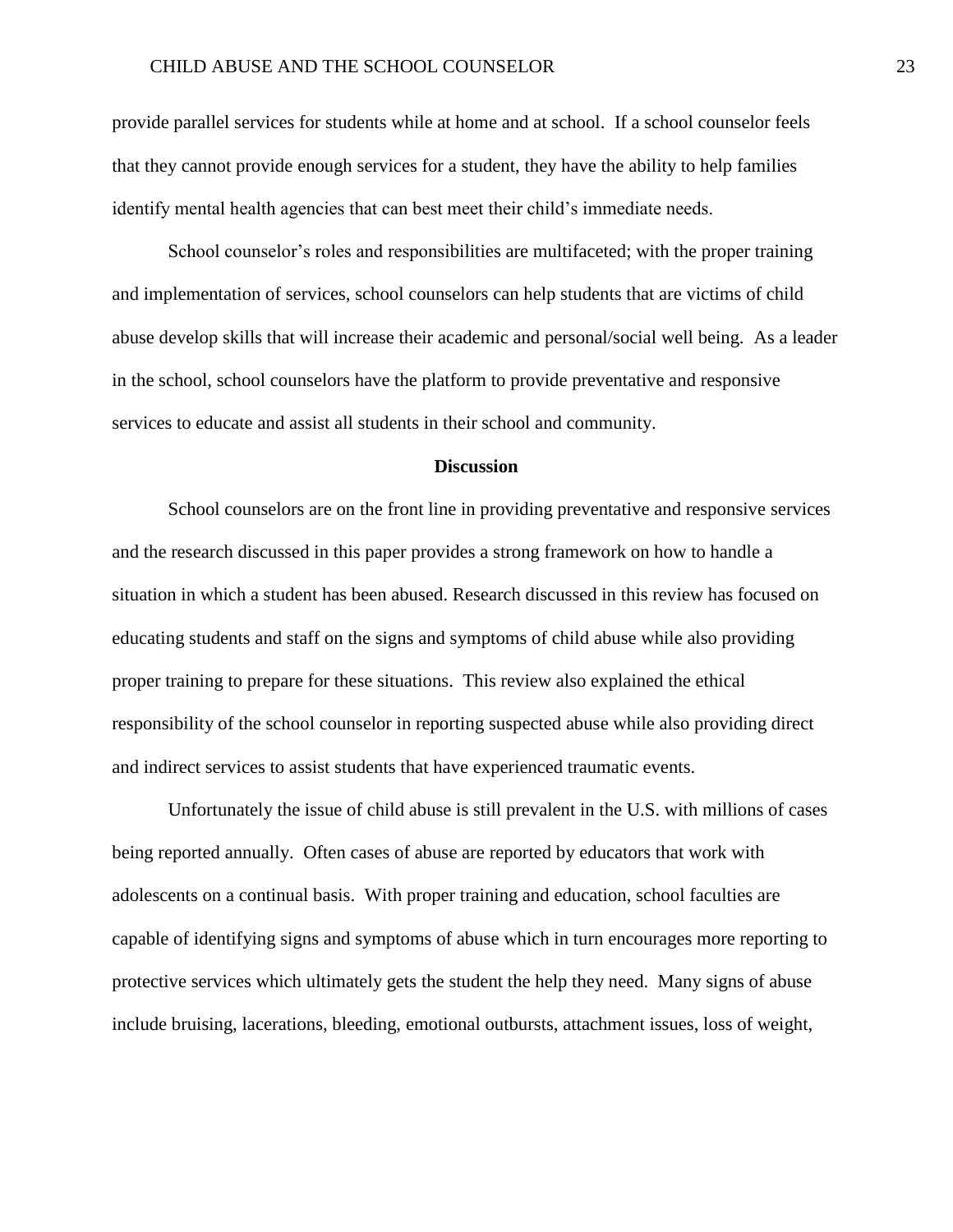provide parallel services for students while at home and at school. If a school counselor feels that they cannot provide enough services for a student, they have the ability to help families identify mental health agencies that can best meet their child's immediate needs.

School counselor's roles and responsibilities are multifaceted; with the proper training and implementation of services, school counselors can help students that are victims of child abuse develop skills that will increase their academic and personal/social well being. As a leader in the school, school counselors have the platform to provide preventative and responsive services to educate and assist all students in their school and community.

## Discussion

School counselors are on the front line in providing preventative and responsive services and the research discussed in this paper provides a strong framework on how to handle a situation in which a student has been abused. Research discussed in this review has focused on educating students and staff on the signs and symptoms of child abuse while also providing proper training to prepare for these situations. This review also explained the ethical responsibility of the school counselor in reporting suspected abuse while also providing direct and indirect services to assist students that have experienced traumatic events.

Unfortunately the issue of child abuse is still prevalent in the U.S. with millions of cases being reported annually. Often cases of abuse are reported by educators that work with adolescents on a continual basis. With proper training and education, school faculties are capable of identifying signs and symptoms of abuse which in turn encourages more reporting to protective services which ultimately gets the student the help they need. Many signs of abuse include bruising, lacerations, bleeding, emotional outbursts, attachment issues, loss of weight,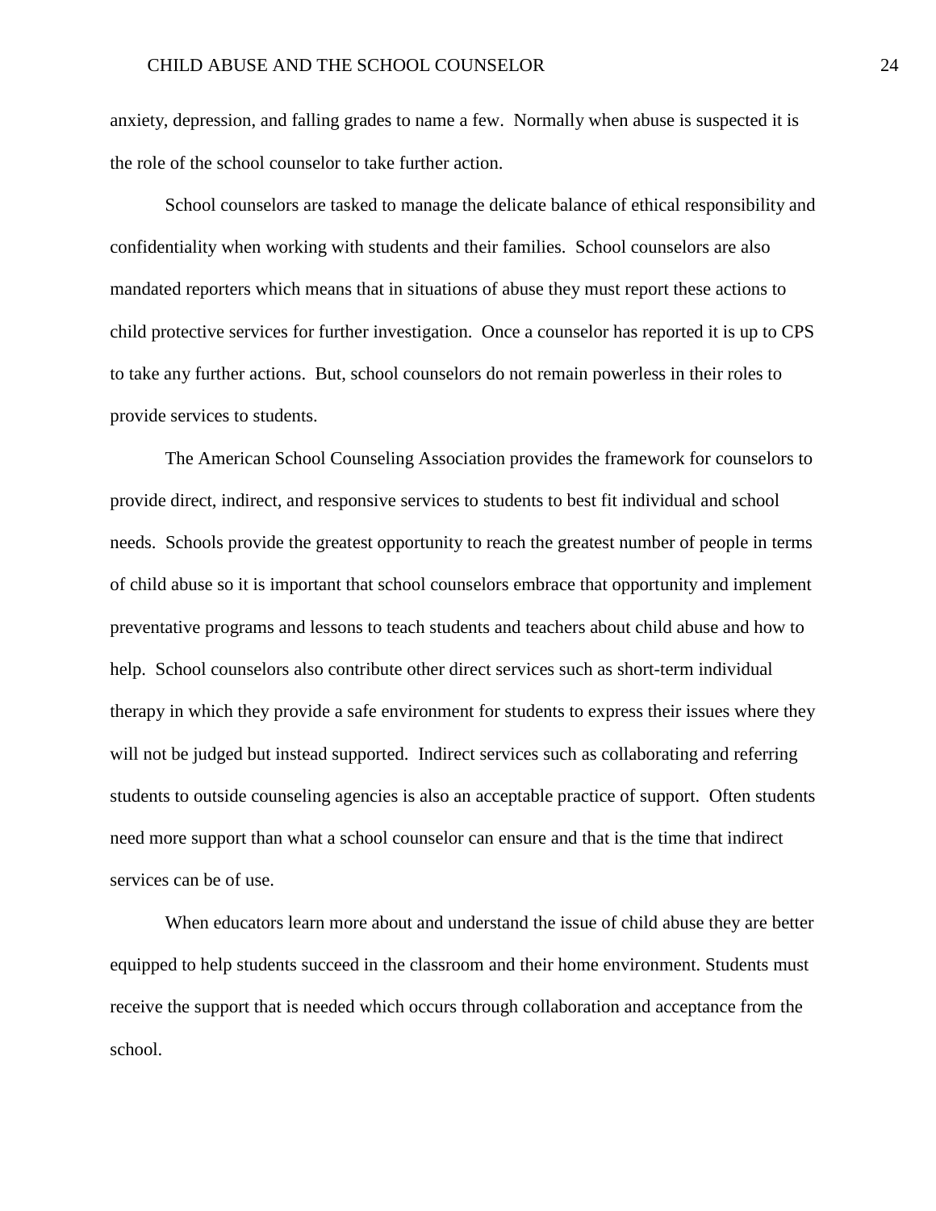anxiety, depression, and falling grades to name a few. Normally when abuse is suspected it is the role of the school counselor to take further action.

School counselors are tasked to manage the delicate balance of ethical responsibility and confidentiality when working with students and their families. School counselors are also mandated reporters which means that in situations of abuse they must report these actions to child protective services for further investigation. Once a counselor has reported it is up to CPS to take any further actions. But, school counselors do not remain powerless in their roles to provide services to students.

The American School Counseling Association provides the framework for counselors to provide direct, indirect, and responsive services to students to best fit individual and school needs. Schools provide the greatest opportunity to reach the greatest number of people in terms of child abuse so it is important that school counselors embrace that opportunity and implement preventative programs and lessons to teach students and teachers about child abuse and how to help. School counselors also contribute other direct services such as short-term individual therapy in which they provide a safe environment for students to express their issues where they will not be judged but instead supported. Indirect services such as collaborating and referring students to outside counseling agencies is also an acceptable practice of support. Often students need more support than what a school counselor can ensure and that is the time that indirect services can be of use.

When educators learn more about and understand the issue of child abuse they are better equipped to help students succeed in the classroom and their home environment. Students must receive the support that is needed which occurs through collaboration and acceptance from the school.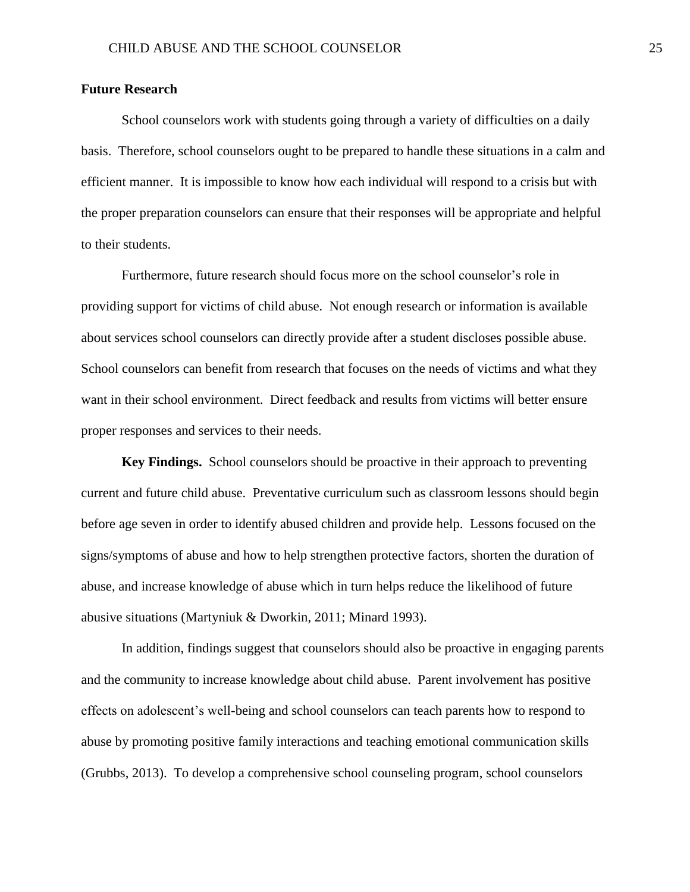## Future Research

School counselors work with students going through a variety of difficulties on a daily basis. Therefore, school counselors ought to be prepared to handle these situations in a calm and efficient manner. It is impossible to know how each individual will respond to a crisis but with the proper preparation counselors can ensure that their responses will be appropriate and helpful to their students.

Furthermore, future research should focus more on the school counselor's role in providing support for victims of child abuse. Not enough research or information is available about services school counselors can directly provide after a student discloses possible abuse. School counselors can benefit from research that focuses on the needs of victims and what they want in their school environment. Direct feedback and results from victims will better ensure proper responses and services to their needs.

**Key Findings.** School counselors should be proactive in their approach to preventing current and future child abuse. Preventative curriculum such as classroom lessons should begin before age seven in order to identify abused children and provide help. Lessons focused on the signs/symptoms of abuse and how to help strengthen protective factors, shorten the duration of abuse, and increase knowledge of abuse which in turn helps reduce the likelihood of future abusive situations (Martyniuk & Dworkin, 2011; Minard 1993).

In addition, findings suggest that counselors should also be proactive in engaging parents and the community to increase knowledge about child abuse. Parent involvement has positive effects on adolescent's well-being and school counselors can teach parents how to respond to abuse by promoting positive family interactions and teaching emotional communication skills (Grubbs, 2013). To develop a comprehensive school counseling program, school counselors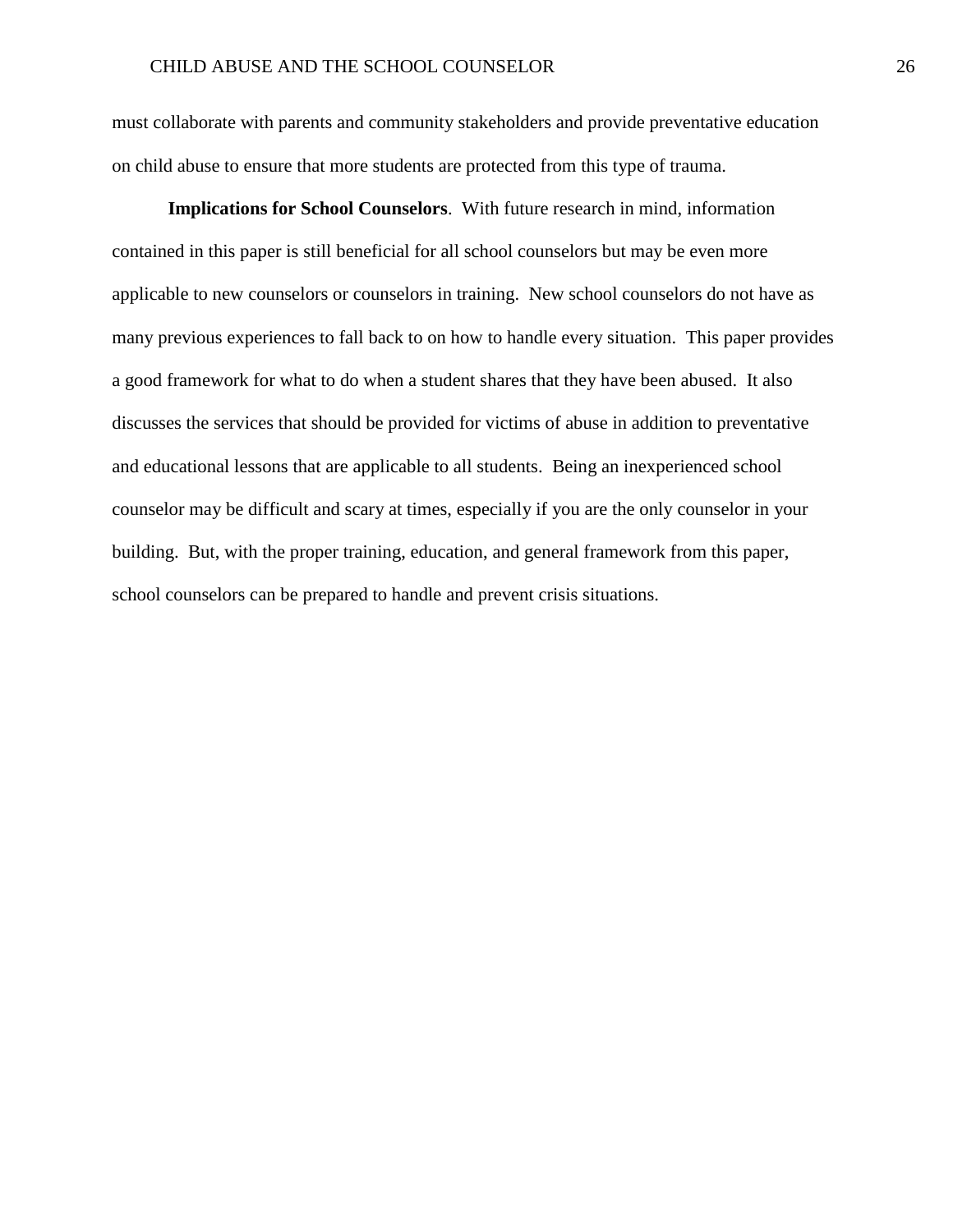must collaborate with parents and community stakeholders and provide preventative education on child abuse to ensure that more students are protected from this type of trauma.

**Implications for School Counselors**. With future research in mind, information contained in this paper is still beneficial for all school counselors but may be even more applicable to new counselors or counselors in training. New school counselors do not have as many previous experiences to fall back to on how to handle every situation. This paper provides a good framework for what to do when a student shares that they have been abused. It also discusses the services that should be provided for victims of abuse in addition to preventative and educational lessons that are applicable to all students. Being an inexperienced school counselor may be difficult and scary at times, especially if you are the only counselor in your building. But, with the proper training, education, and general framework from this paper, school counselors can be prepared to handle and prevent crisis situations.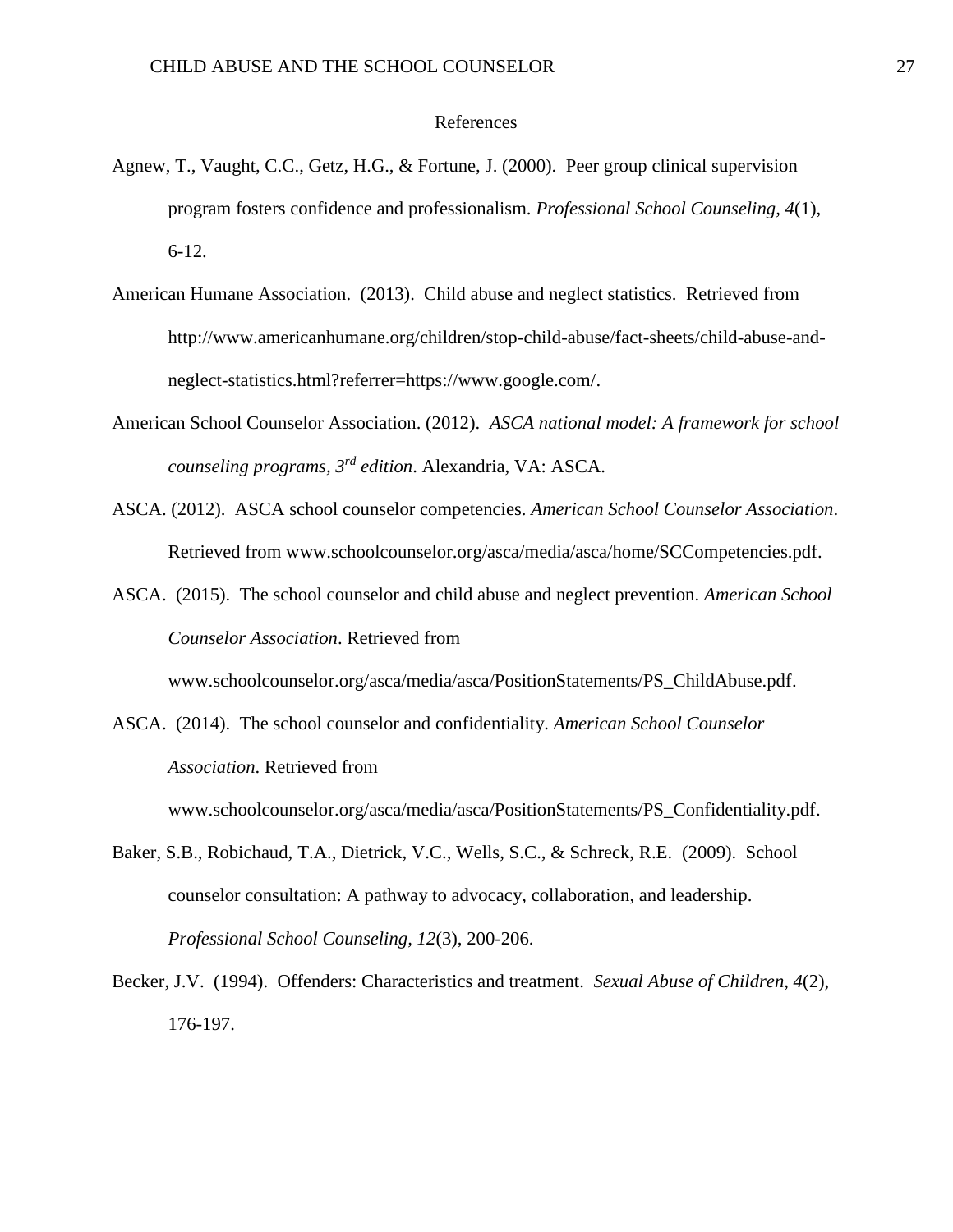# References

Agnew, T., Vaught, C.C., Getz, H.G., & Fortune, J. (2000). Peer group clinical supervision program fosters confidence and professionalism. *Professional School Counseling, 4*(1), 6-12.

American Humane Association. (2013). Child abuse and neglect statistics. Retrieved from http://www.americanhumane.org/children/stop-child-abuse/fact-sheets/child-abuse-and-neglect-statistics.html?referrer=https://www.google.com/.

American School Counselor Association. (2012). *ASCA national model: A framework for school counseling programs, 3rd edition*. Alexandria, VA: ASCA.

ASCA. (2012). ASCA school counselor competencies. *American School Counselor Association*. Retrieved from www.schoolcounselor.org/asca/media/asca/home/SCCompetencies.pdf.

ASCA. (2015). The school counselor and child abuse and neglect prevention. *American School Counselor Association*. Retrieved from www.schoolcounselor.org/asca/media/asca/PositionStatements/PS_ChildAbuse.pdf.

ASCA. (2014). The school counselor and confidentiality. *American School Counselor Association*. Retrieved from www.schoolcounselor.org/asca/media/asca/PositionStatements/PS_Confidentiality.pdf.

Baker, S.B., Robichaud, T.A., Dietrick, V.C., Wells, S.C., & Schreck, R.E. (2009). School counselor consultation: A pathway to advocacy, collaboration, and leadership. *Professional School Counseling, 12*(3), 200-206.

Becker, J.V. (1994). Offenders: Characteristics and treatment. *Sexual Abuse of Children, 4*(2), 176-197.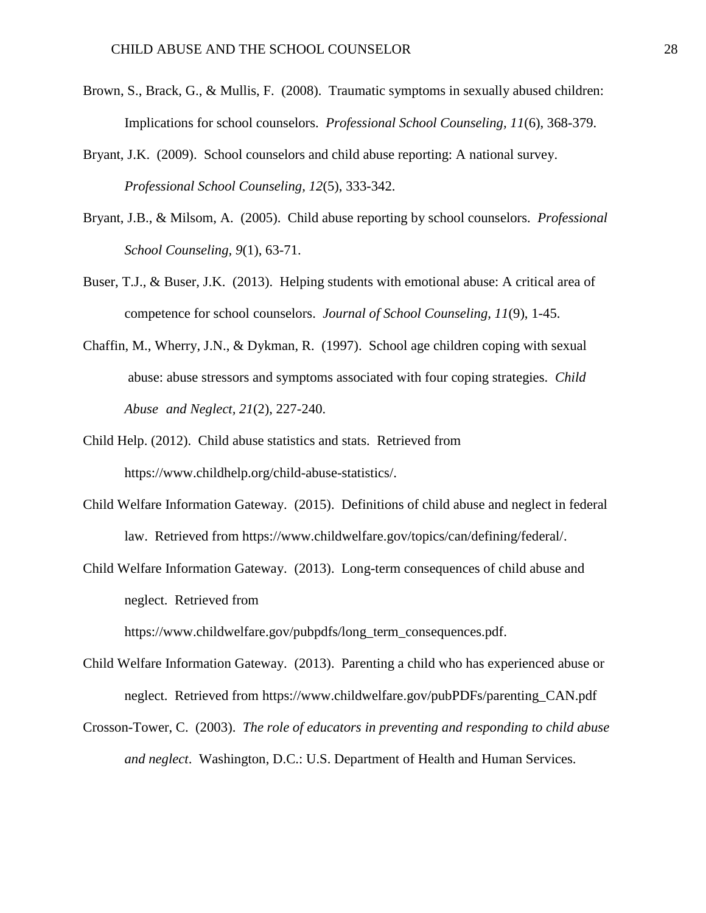Brown, S., Brack, G., & Mullis, F. (2008). Traumatic symptoms in sexually abused children: Implications for school counselors. *Professional School Counseling, 11*(6), 368-379.

Bryant, J.K. (2009). School counselors and child abuse reporting: A national survey. *Professional School Counseling, 12*(5), 333-342.

Bryant, J.B., & Milsom, A. (2005). Child abuse reporting by school counselors. *Professional School Counseling, 9*(1), 63-71.

Buser, T.J., & Buser, J.K. (2013). Helping students with emotional abuse: A critical area of competence for school counselors. *Journal of School Counseling, 11*(9), 1-45.

Chaffin, M., Wherry, J.N., & Dykman, R. (1997). School age children coping with sexual abuse: abuse stressors and symptoms associated with four coping strategies. *Child Abuse and Neglect, 21*(2), 227-240.

Child Help. (2012). Child abuse statistics and stats. Retrieved from https://www.childhelp.org/child-abuse-statistics/.

Child Welfare Information Gateway. (2015). Definitions of child abuse and neglect in federal law. Retrieved from https://www.childwelfare.gov/topics/can/defining/federal/.

Child Welfare Information Gateway. (2013). Long-term consequences of child abuse and neglect. Retrieved from https://www.childwelfare.gov/pubpdfs/long_term_consequences.pdf.

Child Welfare Information Gateway. (2013). Parenting a child who has experienced abuse or neglect. Retrieved from https://www.childwelfare.gov/pubPDFs/parenting_CAN.pdf

Crosson-Tower, C. (2003). *The role of educators in preventing and responding to child abuse and neglect*. Washington, D.C.: U.S. Department of Health and Human Services.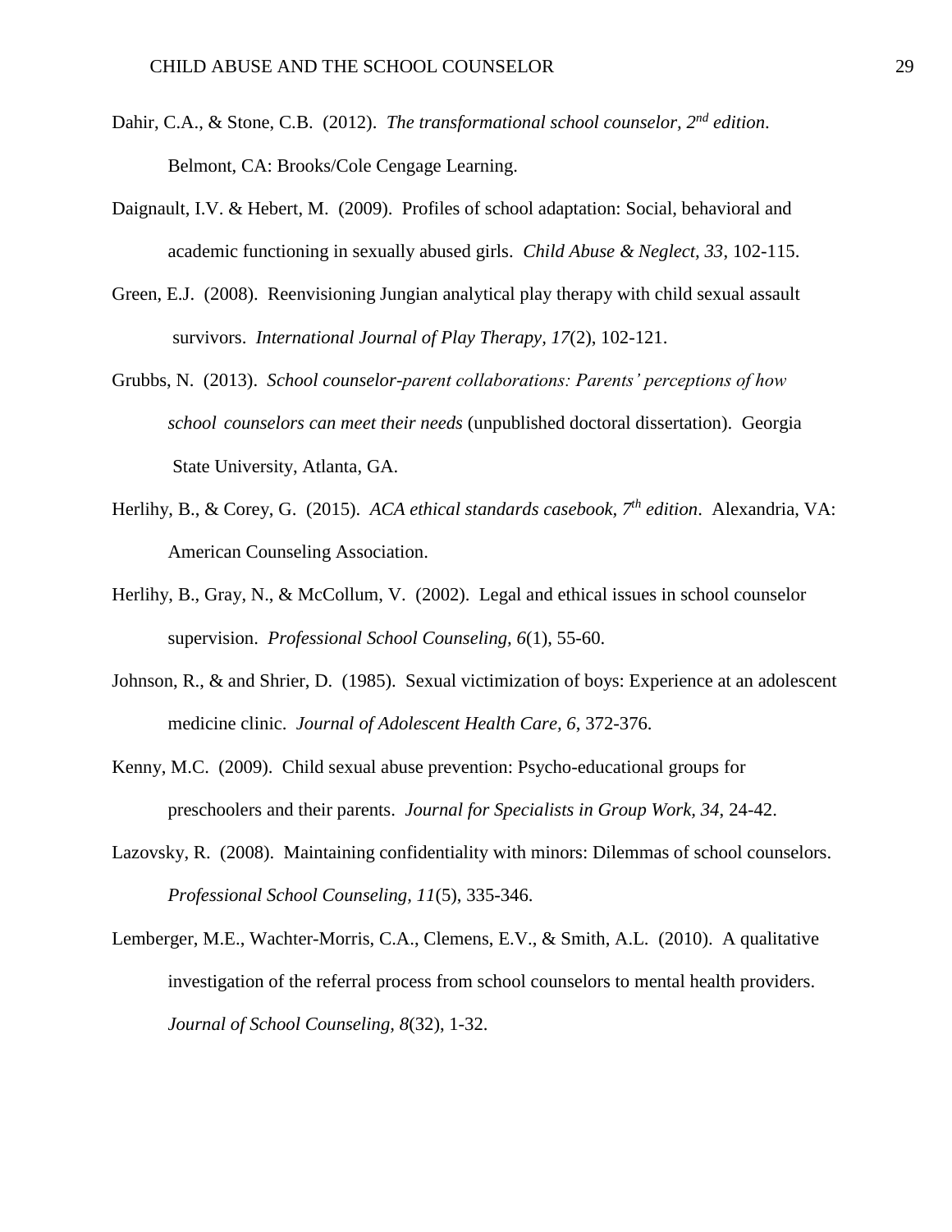Dahir, C.A., & Stone, C.B. (2012). *The transformational school counselor, 2nd edition*. Belmont, CA: Brooks/Cole Cengage Learning.

Daignault, I.V. & Hebert, M. (2009). Profiles of school adaptation: Social, behavioral and academic functioning in sexually abused girls. *Child Abuse & Neglect, 33*, 102-115.

Green, E.J. (2008). Reenvisioning Jungian analytical play therapy with child sexual assault survivors. *International Journal of Play Therapy, 17*(2), 102-121.

Grubbs, N. (2013). *School counselor-parent collaborations: Parents' perceptions of how school counselors can meet their needs* (unpublished doctoral dissertation). Georgia State University, Atlanta, GA.

Herlihy, B., & Corey, G. (2015). *ACA ethical standards casebook, 7th edition*. Alexandria, VA: American Counseling Association.

Herlihy, B., Gray, N., & McCollum, V. (2002). Legal and ethical issues in school counselor supervision. *Professional School Counseling, 6*(1), 55-60.

Johnson, R., & and Shrier, D. (1985). Sexual victimization of boys: Experience at an adolescent medicine clinic. *Journal of Adolescent Health Care, 6*, 372-376.

Kenny, M.C. (2009). Child sexual abuse prevention: Psycho-educational groups for preschoolers and their parents. *Journal for Specialists in Group Work, 34*, 24-42.

Lazovsky, R. (2008). Maintaining confidentiality with minors: Dilemmas of school counselors. *Professional School Counseling, 11*(5), 335-346.

Lemberger, M.E., Wachter-Morris, C.A., Clemens, E.V., & Smith, A.L. (2010). A qualitative investigation of the referral process from school counselors to mental health providers. *Journal of School Counseling, 8*(32), 1-32.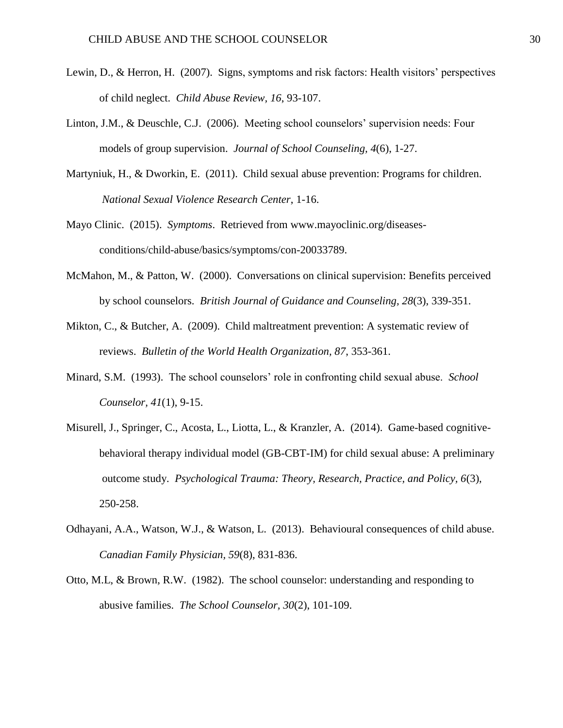Lewin, D., & Herron, H. (2007). Signs, symptoms and risk factors: Health visitors' perspectives of child neglect. *Child Abuse Review, 16*, 93-107.

Linton, J.M., & Deuschle, C.J. (2006). Meeting school counselors' supervision needs: Four models of group supervision. *Journal of School Counseling, 4*(6), 1-27.

Martyniuk, H., & Dworkin, E. (2011). Child sexual abuse prevention: Programs for children. *National Sexual Violence Research Center*, 1-16.

Mayo Clinic. (2015). *Symptoms*. Retrieved from www.mayoclinic.org/diseases-conditions/child-abuse/basics/symptoms/con-20033789.

McMahon, M., & Patton, W. (2000). Conversations on clinical supervision: Benefits perceived by school counselors. *British Journal of Guidance and Counseling, 28*(3), 339-351.

Mikton, C., & Butcher, A. (2009). Child maltreatment prevention: A systematic review of reviews. *Bulletin of the World Health Organization, 87*, 353-361.

Minard, S.M. (1993). The school counselors' role in confronting child sexual abuse. *School Counselor, 41*(1), 9-15.

Misurell, J., Springer, C., Acosta, L., Liotta, L., & Kranzler, A. (2014). Game-based cognitive-behavioral therapy individual model (GB-CBT-IM) for child sexual abuse: A preliminary outcome study. *Psychological Trauma: Theory, Research, Practice, and Policy, 6*(3), 250-258.

Odhayani, A.A., Watson, W.J., & Watson, L. (2013). Behavioural consequences of child abuse. *Canadian Family Physician, 59*(8), 831-836.

Otto, M.L, & Brown, R.W. (1982). The school counselor: understanding and responding to abusive families. *The School Counselor, 30*(2), 101-109.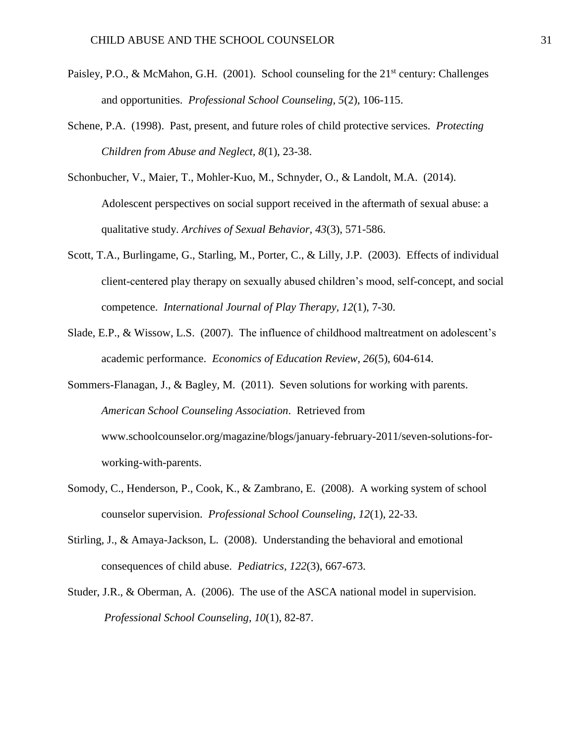Paisley, P.O., & McMahon, G.H. (2001). School counseling for the 21st century: Challenges and opportunities. *Professional School Counseling, 5*(2), 106-115.

Schene, P.A. (1998). Past, present, and future roles of child protective services. *Protecting Children from Abuse and Neglect, 8*(1), 23-38.

Schonbucher, V., Maier, T., Mohler-Kuo, M., Schnyder, O., & Landolt, M.A. (2014). Adolescent perspectives on social support received in the aftermath of sexual abuse: a qualitative study. *Archives of Sexual Behavior, 43*(3), 571-586.

Scott, T.A., Burlingame, G., Starling, M., Porter, C., & Lilly, J.P. (2003). Effects of individual client-centered play therapy on sexually abused children's mood, self-concept, and social competence. *International Journal of Play Therapy, 12*(1), 7-30.

Slade, E.P., & Wissow, L.S. (2007). The influence of childhood maltreatment on adolescent's academic performance. *Economics of Education Review, 26*(5), 604-614.

Sommers-Flanagan, J., & Bagley, M. (2011). Seven solutions for working with parents. *American School Counseling Association*. Retrieved from www.schoolcounselor.org/magazine/blogs/january-february-2011/seven-solutions-for-working-with-parents.

Somody, C., Henderson, P., Cook, K., & Zambrano, E. (2008). A working system of school counselor supervision. *Professional School Counseling, 12*(1), 22-33.

Stirling, J., & Amaya-Jackson, L. (2008). Understanding the behavioral and emotional consequences of child abuse. *Pediatrics, 122*(3), 667-673.

Studer, J.R., & Oberman, A. (2006). The use of the ASCA national model in supervision. *Professional School Counseling, 10*(1), 82-87.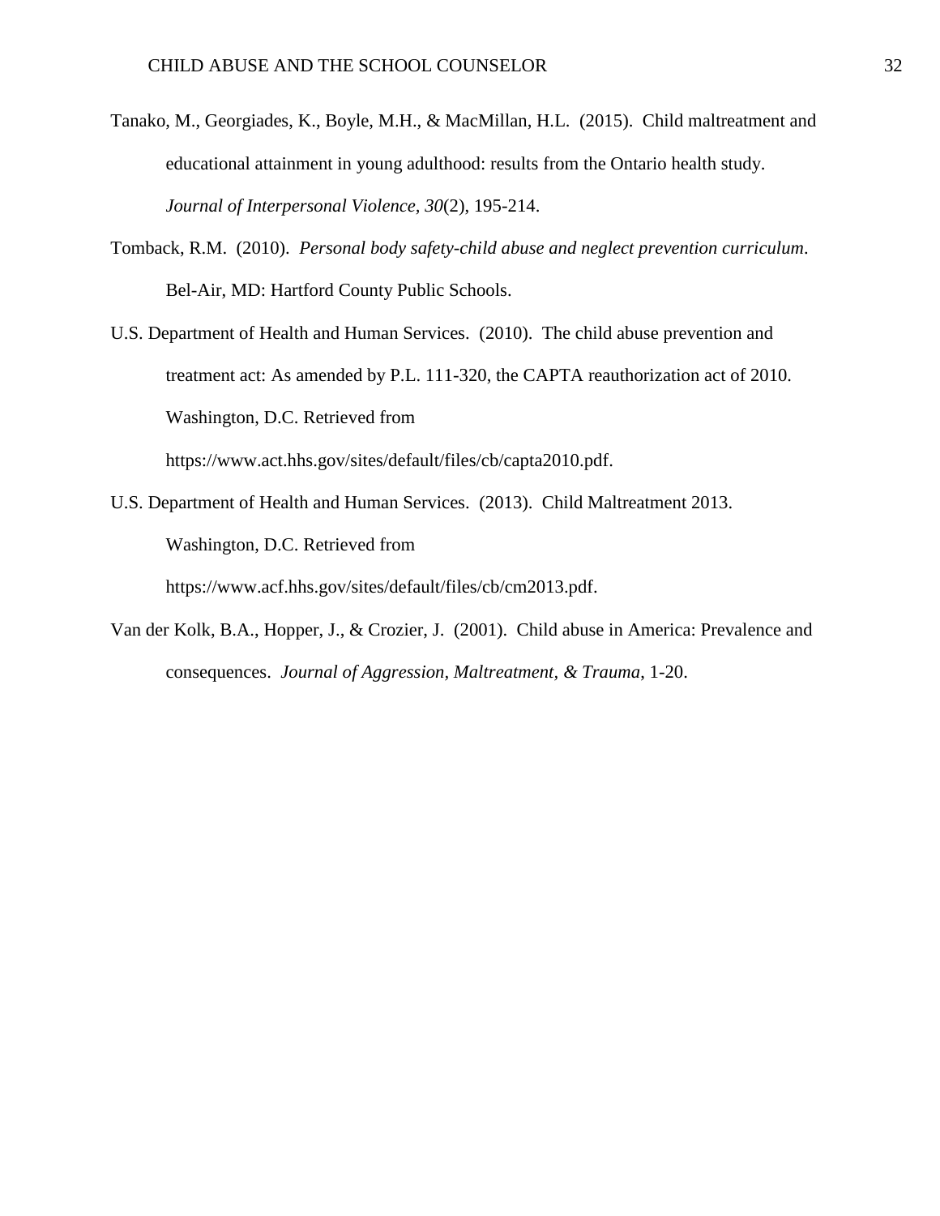Tanako, M., Georgiades, K., Boyle, M.H., & MacMillan, H.L.  (2015).  Child maltreatment and educational attainment in young adulthood: results from the Ontario health study. *Journal of Interpersonal Violence, 30*(2), 195-214.

Tomback, R.M.  (2010).  *Personal body safety-child abuse and neglect prevention curriculum*. Bel-Air, MD: Hartford County Public Schools.

U.S. Department of Health and Human Services.  (2010).  The child abuse prevention and treatment act: As amended by P.L. 111-320, the CAPTA reauthorization act of 2010. Washington, D.C. Retrieved from https://www.act.hhs.gov/sites/default/files/cb/capta2010.pdf.

U.S. Department of Health and Human Services.  (2013).  Child Maltreatment 2013. Washington, D.C. Retrieved from https://www.acf.hhs.gov/sites/default/files/cb/cm2013.pdf.

Van der Kolk, B.A., Hopper, J., & Crozier, J.  (2001).  Child abuse in America: Prevalence and consequences.  *Journal of Aggression, Maltreatment, & Trauma*, 1-20.